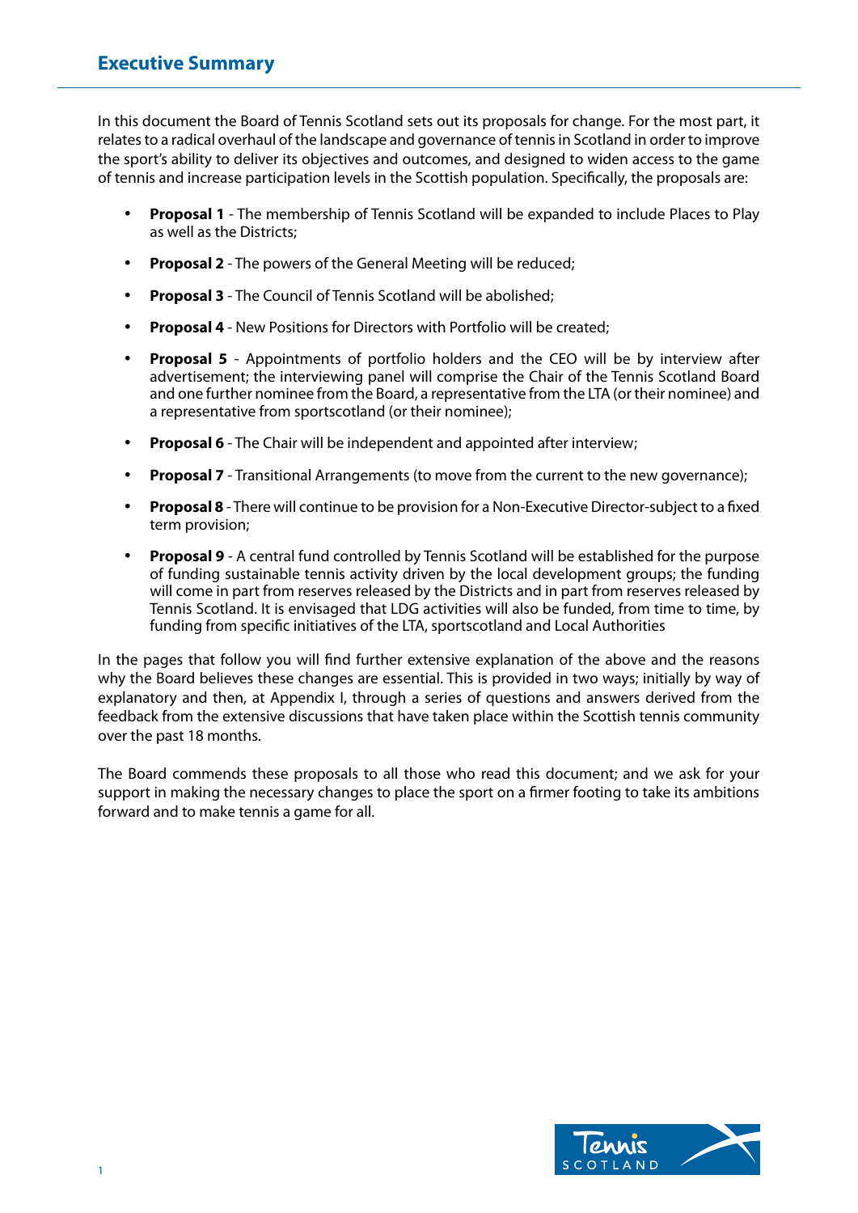## Executive Summary

In this document the Board of Tennis Scotland sets out its proposals for change. For the most part, it relates to a radical overhaul of the landscape and governance of tennis in Scotland in order to improve the sport's ability to deliver its objectives and outcomes, and designed to widen access to the game of tennis and increase participation levels in the Scottish population. Specifically, the proposals are:

- **Proposal 1** - The membership of Tennis Scotland will be expanded to include Places to Play as well as the Districts;
- **Proposal 2** - The powers of the General Meeting will be reduced;
- **Proposal 3** - The Council of Tennis Scotland will be abolished;
- **Proposal 4** - New Positions for Directors with Portfolio will be created;
- **Proposal 5** - Appointments of portfolio holders and the CEO will be by interview after advertisement; the interviewing panel will comprise the Chair of the Tennis Scotland Board and one further nominee from the Board, a representative from the LTA (or their nominee) and a representative from sportscotland (or their nominee);
- **Proposal 6** - The Chair will be independent and appointed after interview;
- **Proposal 7** - Transitional Arrangements (to move from the current to the new governance);
- **Proposal 8** - There will continue to be provision for a Non-Executive Director-subject to a fixed term provision;
- **Proposal 9** - A central fund controlled by Tennis Scotland will be established for the purpose of funding sustainable tennis activity driven by the local development groups; the funding will come in part from reserves released by the Districts and in part from reserves released by Tennis Scotland. It is envisaged that LDG activities will also be funded, from time to time, by funding from specific initiatives of the LTA, sportscotland and Local Authorities

In the pages that follow you will find further extensive explanation of the above and the reasons why the Board believes these changes are essential. This is provided in two ways; initially by way of explanatory and then, at Appendix I, through a series of questions and answers derived from the feedback from the extensive discussions that have taken place within the Scottish tennis community over the past 18 months.

The Board commends these proposals to all those who read this document; and we ask for your support in making the necessary changes to place the sport on a firmer footing to take its ambitions forward and to make tennis a game for all.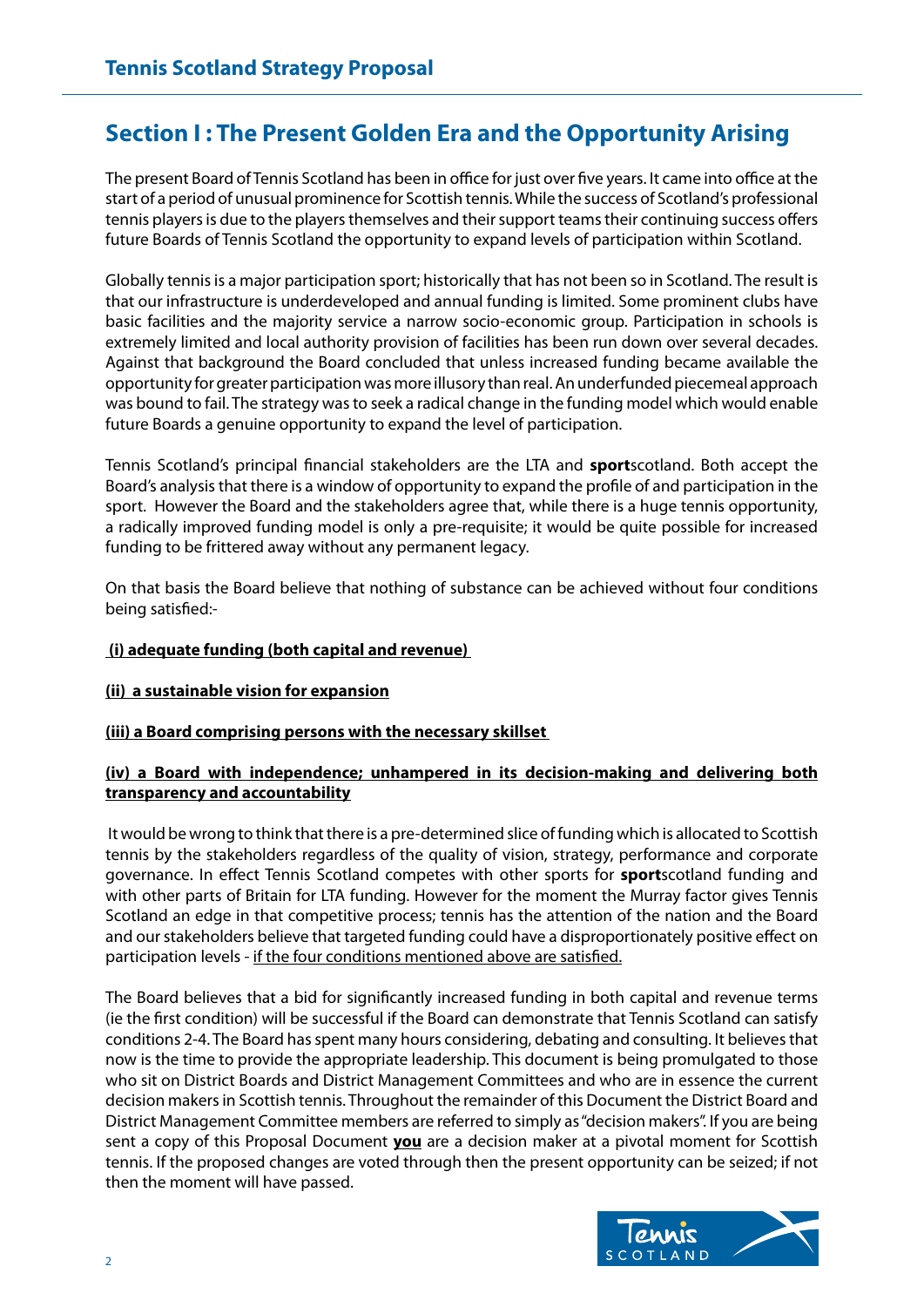## Section I : The Present Golden Era and the Opportunity Arising

The present Board of Tennis Scotland has been in office for just over five years. It came into office at the start of a period of unusual prominence for Scottish tennis. While the success of Scotland's professional tennis players is due to the players themselves and their support teams their continuing success offers future Boards of Tennis Scotland the opportunity to expand levels of participation within Scotland.

Globally tennis is a major participation sport; historically that has not been so in Scotland. The result is that our infrastructure is underdeveloped and annual funding is limited. Some prominent clubs have basic facilities and the majority service a narrow socio-economic group. Participation in schools is extremely limited and local authority provision of facilities has been run down over several decades. Against that background the Board concluded that unless increased funding became available the opportunity for greater participation was more illusory than real. An underfunded piecemeal approach was bound to fail. The strategy was to seek a radical change in the funding model which would enable future Boards a genuine opportunity to expand the level of participation.

Tennis Scotland's principal financial stakeholders are the LTA and **sport**scotland. Both accept the Board's analysis that there is a window of opportunity to expand the profile of and participation in the sport. However the Board and the stakeholders agree that, while there is a huge tennis opportunity, a radically improved funding model is only a pre-requisite; it would be quite possible for increased funding to be frittered away without any permanent legacy.

On that basis the Board believe that nothing of substance can be achieved without four conditions being satisfied:-

**(i) adequate funding (both capital and revenue)**

**(ii) a sustainable vision for expansion**

**(iii) a Board comprising persons with the necessary skillset**

**(iv) a Board with independence; unhampered in its decision-making and delivering both transparency and accountability**

It would be wrong to think that there is a pre-determined slice of funding which is allocated to Scottish tennis by the stakeholders regardless of the quality of vision, strategy, performance and corporate governance. In effect Tennis Scotland competes with other sports for **sport**scotland funding and with other parts of Britain for LTA funding. However for the moment the Murray factor gives Tennis Scotland an edge in that competitive process; tennis has the attention of the nation and the Board and our stakeholders believe that targeted funding could have a disproportionately positive effect on participation levels - if the four conditions mentioned above are satisfied.

The Board believes that a bid for significantly increased funding in both capital and revenue terms (ie the first condition) will be successful if the Board can demonstrate that Tennis Scotland can satisfy conditions 2-4. The Board has spent many hours considering, debating and consulting. It believes that now is the time to provide the appropriate leadership. This document is being promulgated to those who sit on District Boards and District Management Committees and who are in essence the current decision makers in Scottish tennis. Throughout the remainder of this Document the District Board and District Management Committee members are referred to simply as "decision makers". If you are being sent a copy of this Proposal Document **you** are a decision maker at a pivotal moment for Scottish tennis. If the proposed changes are voted through then the present opportunity can be seized; if not then the moment will have passed.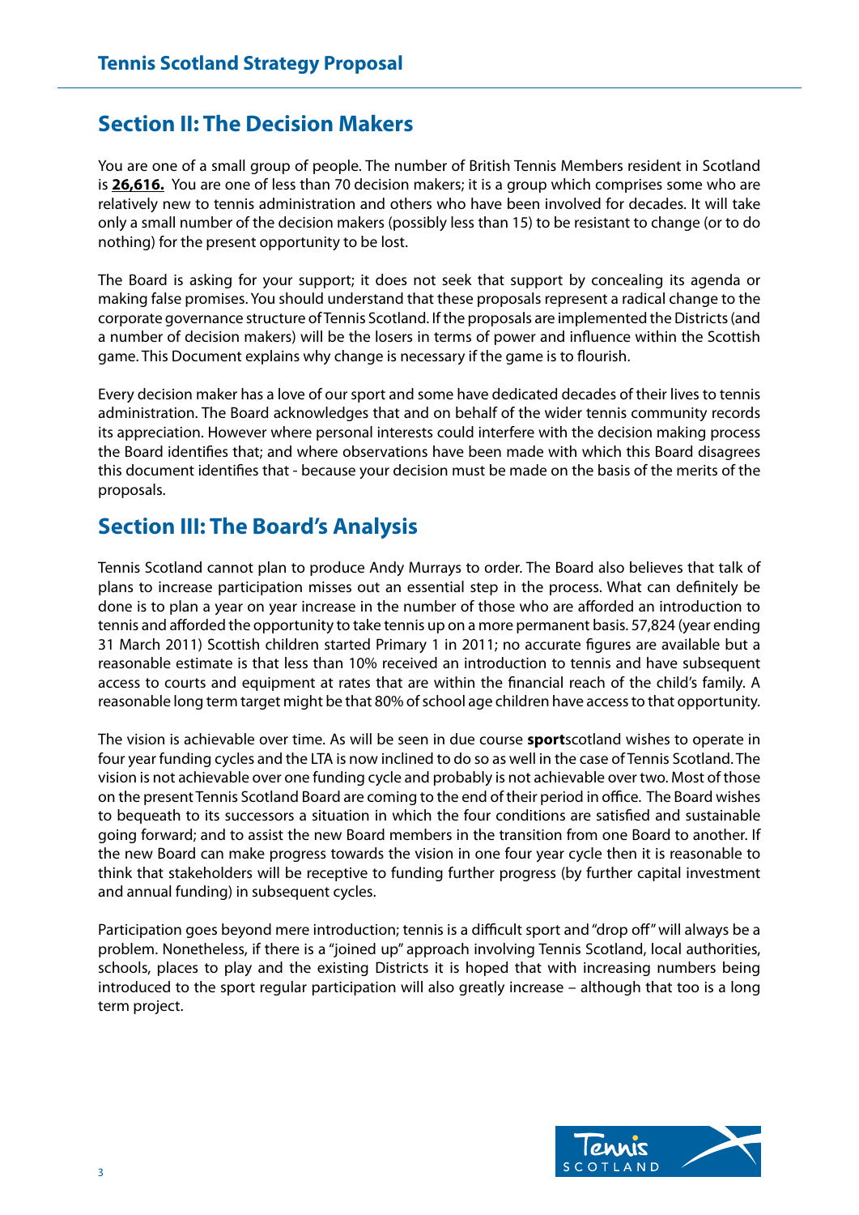## Section II: The Decision Makers

You are one of a small group of people. The number of British Tennis Members resident in Scotland is **26,616.** You are one of less than 70 decision makers; it is a group which comprises some who are relatively new to tennis administration and others who have been involved for decades. It will take only a small number of the decision makers (possibly less than 15) to be resistant to change (or to do nothing) for the present opportunity to be lost.

The Board is asking for your support; it does not seek that support by concealing its agenda or making false promises. You should understand that these proposals represent a radical change to the corporate governance structure of Tennis Scotland. If the proposals are implemented the Districts (and a number of decision makers) will be the losers in terms of power and influence within the Scottish game. This Document explains why change is necessary if the game is to flourish.

Every decision maker has a love of our sport and some have dedicated decades of their lives to tennis administration. The Board acknowledges that and on behalf of the wider tennis community records its appreciation. However where personal interests could interfere with the decision making process the Board identifies that; and where observations have been made with which this Board disagrees this document identifies that - because your decision must be made on the basis of the merits of the proposals.

## Section III: The Board's Analysis

Tennis Scotland cannot plan to produce Andy Murrays to order. The Board also believes that talk of plans to increase participation misses out an essential step in the process. What can definitely be done is to plan a year on year increase in the number of those who are afforded an introduction to tennis and afforded the opportunity to take tennis up on a more permanent basis. 57,824 (year ending 31 March 2011) Scottish children started Primary 1 in 2011; no accurate figures are available but a reasonable estimate is that less than 10% received an introduction to tennis and have subsequent access to courts and equipment at rates that are within the financial reach of the child's family. A reasonable long term target might be that 80% of school age children have access to that opportunity.

The vision is achievable over time. As will be seen in due course **sport**scotland wishes to operate in four year funding cycles and the LTA is now inclined to do so as well in the case of Tennis Scotland. The vision is not achievable over one funding cycle and probably is not achievable over two. Most of those on the present Tennis Scotland Board are coming to the end of their period in office. The Board wishes to bequeath to its successors a situation in which the four conditions are satisfied and sustainable going forward; and to assist the new Board members in the transition from one Board to another. If the new Board can make progress towards the vision in one four year cycle then it is reasonable to think that stakeholders will be receptive to funding further progress (by further capital investment and annual funding) in subsequent cycles.

Participation goes beyond mere introduction; tennis is a difficult sport and "drop off" will always be a problem. Nonetheless, if there is a "joined up" approach involving Tennis Scotland, local authorities, schools, places to play and the existing Districts it is hoped that with increasing numbers being introduced to the sport regular participation will also greatly increase – although that too is a long term project.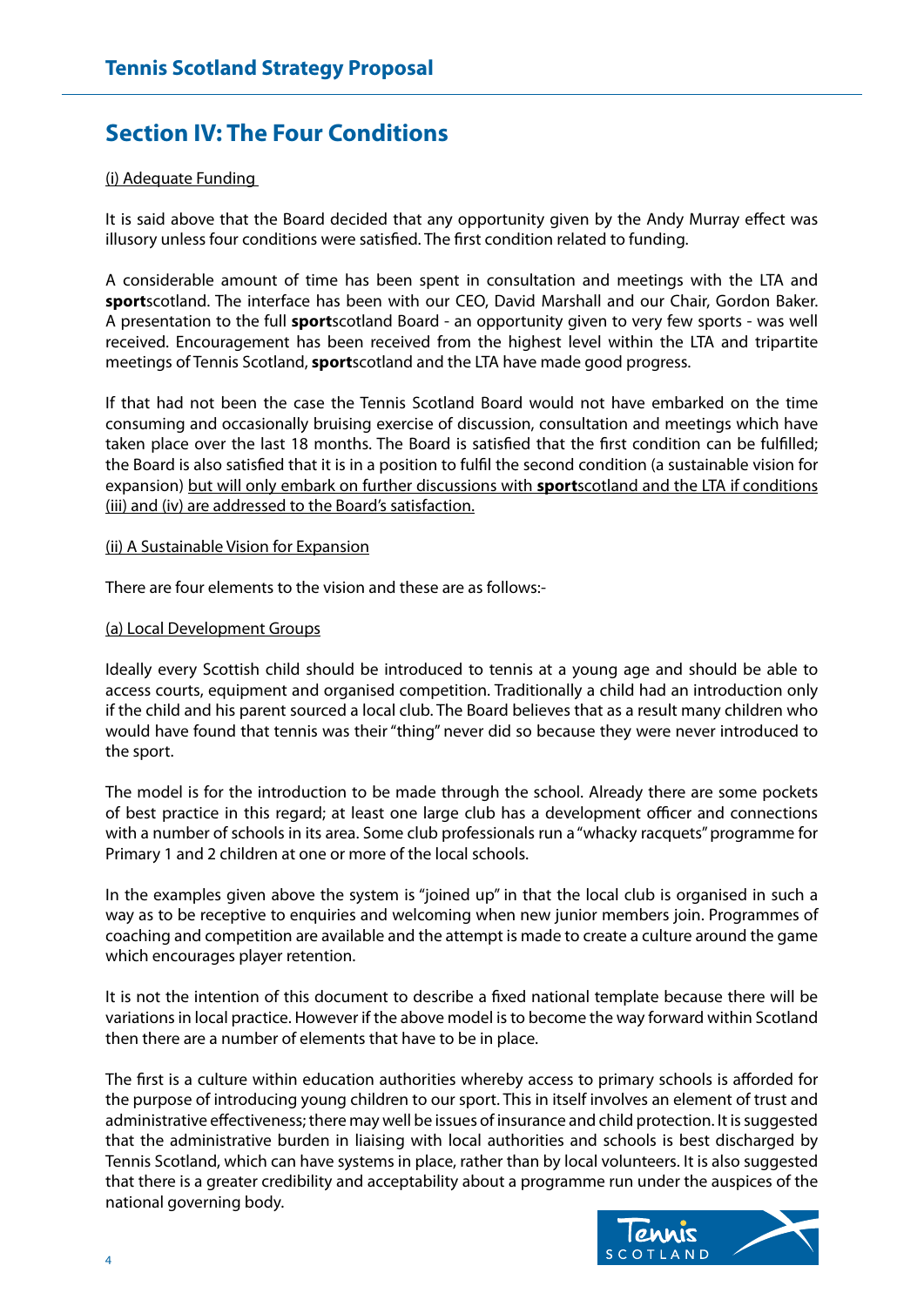## Section IV: The Four Conditions

(i) Adequate Funding

It is said above that the Board decided that any opportunity given by the Andy Murray effect was illusory unless four conditions were satisfied. The first condition related to funding.

A considerable amount of time has been spent in consultation and meetings with the LTA and **sport**scotland. The interface has been with our CEO, David Marshall and our Chair, Gordon Baker. A presentation to the full **sport**scotland Board - an opportunity given to very few sports - was well received. Encouragement has been received from the highest level within the LTA and tripartite meetings of Tennis Scotland, **sport**scotland and the LTA have made good progress.

If that had not been the case the Tennis Scotland Board would not have embarked on the time consuming and occasionally bruising exercise of discussion, consultation and meetings which have taken place over the last 18 months. The Board is satisfied that the first condition can be fulfilled; the Board is also satisfied that it is in a position to fulfil the second condition (a sustainable vision for expansion) but will only embark on further discussions with **sport**scotland and the LTA if conditions (iii) and (iv) are addressed to the Board's satisfaction.

(ii) A Sustainable Vision for Expansion

There are four elements to the vision and these are as follows:-

(a) Local Development Groups

Ideally every Scottish child should be introduced to tennis at a young age and should be able to access courts, equipment and organised competition. Traditionally a child had an introduction only if the child and his parent sourced a local club. The Board believes that as a result many children who would have found that tennis was their "thing" never did so because they were never introduced to the sport.

The model is for the introduction to be made through the school. Already there are some pockets of best practice in this regard; at least one large club has a development officer and connections with a number of schools in its area. Some club professionals run a "whacky racquets" programme for Primary 1 and 2 children at one or more of the local schools.

In the examples given above the system is "joined up" in that the local club is organised in such a way as to be receptive to enquiries and welcoming when new junior members join. Programmes of coaching and competition are available and the attempt is made to create a culture around the game which encourages player retention.

It is not the intention of this document to describe a fixed national template because there will be variations in local practice. However if the above model is to become the way forward within Scotland then there are a number of elements that have to be in place.

The first is a culture within education authorities whereby access to primary schools is afforded for the purpose of introducing young children to our sport. This in itself involves an element of trust and administrative effectiveness; there may well be issues of insurance and child protection. It is suggested that the administrative burden in liaising with local authorities and schools is best discharged by Tennis Scotland, which can have systems in place, rather than by local volunteers. It is also suggested that there is a greater credibility and acceptability about a programme run under the auspices of the national governing body.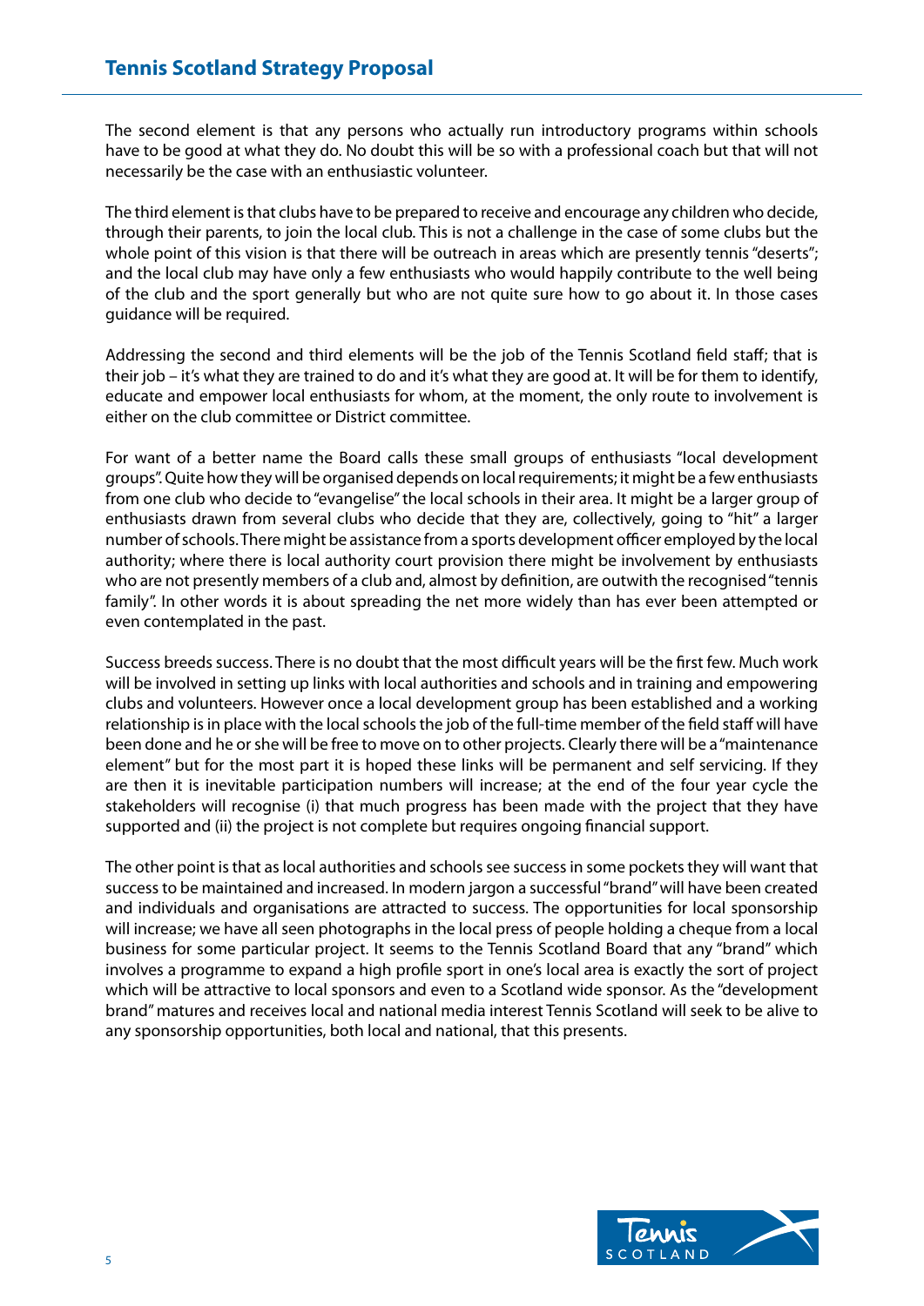The second element is that any persons who actually run introductory programs within schools have to be good at what they do. No doubt this will be so with a professional coach but that will not necessarily be the case with an enthusiastic volunteer.

The third element is that clubs have to be prepared to receive and encourage any children who decide, through their parents, to join the local club. This is not a challenge in the case of some clubs but the whole point of this vision is that there will be outreach in areas which are presently tennis "deserts"; and the local club may have only a few enthusiasts who would happily contribute to the well being of the club and the sport generally but who are not quite sure how to go about it. In those cases guidance will be required.

Addressing the second and third elements will be the job of the Tennis Scotland field staff; that is their job – it's what they are trained to do and it's what they are good at. It will be for them to identify, educate and empower local enthusiasts for whom, at the moment, the only route to involvement is either on the club committee or District committee.

For want of a better name the Board calls these small groups of enthusiasts "local development groups". Quite how they will be organised depends on local requirements; it might be a few enthusiasts from one club who decide to "evangelise" the local schools in their area. It might be a larger group of enthusiasts drawn from several clubs who decide that they are, collectively, going to "hit" a larger number of schools. There might be assistance from a sports development officer employed by the local authority; where there is local authority court provision there might be involvement by enthusiasts who are not presently members of a club and, almost by definition, are outwith the recognised "tennis family". In other words it is about spreading the net more widely than has ever been attempted or even contemplated in the past.

Success breeds success. There is no doubt that the most difficult years will be the first few. Much work will be involved in setting up links with local authorities and schools and in training and empowering clubs and volunteers. However once a local development group has been established and a working relationship is in place with the local schools the job of the full-time member of the field staff will have been done and he or she will be free to move on to other projects. Clearly there will be a "maintenance element" but for the most part it is hoped these links will be permanent and self servicing. If they are then it is inevitable participation numbers will increase; at the end of the four year cycle the stakeholders will recognise (i) that much progress has been made with the project that they have supported and (ii) the project is not complete but requires ongoing financial support.

The other point is that as local authorities and schools see success in some pockets they will want that success to be maintained and increased. In modern jargon a successful "brand" will have been created and individuals and organisations are attracted to success. The opportunities for local sponsorship will increase; we have all seen photographs in the local press of people holding a cheque from a local business for some particular project. It seems to the Tennis Scotland Board that any "brand" which involves a programme to expand a high profile sport in one's local area is exactly the sort of project which will be attractive to local sponsors and even to a Scotland wide sponsor. As the "development brand" matures and receives local and national media interest Tennis Scotland will seek to be alive to any sponsorship opportunities, both local and national, that this presents.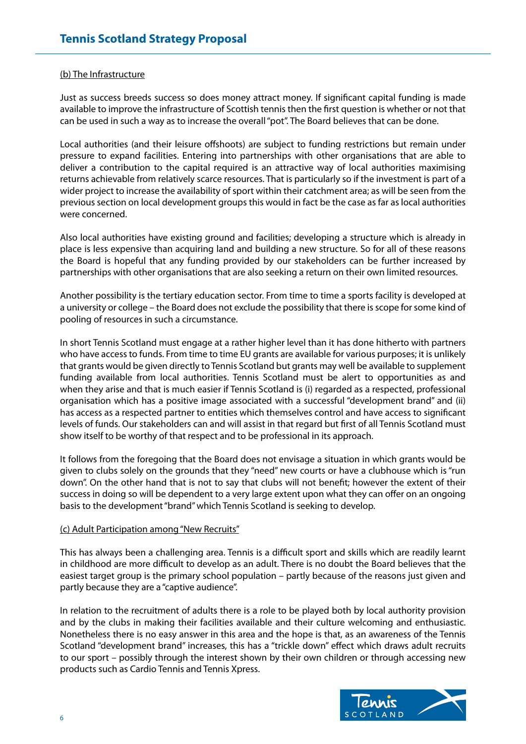(b) The Infrastructure

Just as success breeds success so does money attract money. If significant capital funding is made available to improve the infrastructure of Scottish tennis then the first question is whether or not that can be used in such a way as to increase the overall "pot". The Board believes that can be done.

Local authorities (and their leisure offshoots) are subject to funding restrictions but remain under pressure to expand facilities. Entering into partnerships with other organisations that are able to deliver a contribution to the capital required is an attractive way of local authorities maximising returns achievable from relatively scarce resources. That is particularly so if the investment is part of a wider project to increase the availability of sport within their catchment area; as will be seen from the previous section on local development groups this would in fact be the case as far as local authorities were concerned.

Also local authorities have existing ground and facilities; developing a structure which is already in place is less expensive than acquiring land and building a new structure. So for all of these reasons the Board is hopeful that any funding provided by our stakeholders can be further increased by partnerships with other organisations that are also seeking a return on their own limited resources.

Another possibility is the tertiary education sector. From time to time a sports facility is developed at a university or college – the Board does not exclude the possibility that there is scope for some kind of pooling of resources in such a circumstance.

In short Tennis Scotland must engage at a rather higher level than it has done hitherto with partners who have access to funds. From time to time EU grants are available for various purposes; it is unlikely that grants would be given directly to Tennis Scotland but grants may well be available to supplement funding available from local authorities. Tennis Scotland must be alert to opportunities as and when they arise and that is much easier if Tennis Scotland is (i) regarded as a respected, professional organisation which has a positive image associated with a successful "development brand" and (ii) has access as a respected partner to entities which themselves control and have access to significant levels of funds. Our stakeholders can and will assist in that regard but first of all Tennis Scotland must show itself to be worthy of that respect and to be professional in its approach.

It follows from the foregoing that the Board does not envisage a situation in which grants would be given to clubs solely on the grounds that they "need" new courts or have a clubhouse which is "run down". On the other hand that is not to say that clubs will not benefit; however the extent of their success in doing so will be dependent to a very large extent upon what they can offer on an ongoing basis to the development "brand" which Tennis Scotland is seeking to develop.

(c) Adult Participation among "New Recruits"

This has always been a challenging area. Tennis is a difficult sport and skills which are readily learnt in childhood are more difficult to develop as an adult. There is no doubt the Board believes that the easiest target group is the primary school population – partly because of the reasons just given and partly because they are a "captive audience".

In relation to the recruitment of adults there is a role to be played both by local authority provision and by the clubs in making their facilities available and their culture welcoming and enthusiastic. Nonetheless there is no easy answer in this area and the hope is that, as an awareness of the Tennis Scotland "development brand" increases, this has a "trickle down" effect which draws adult recruits to our sport – possibly through the interest shown by their own children or through accessing new products such as Cardio Tennis and Tennis Xpress.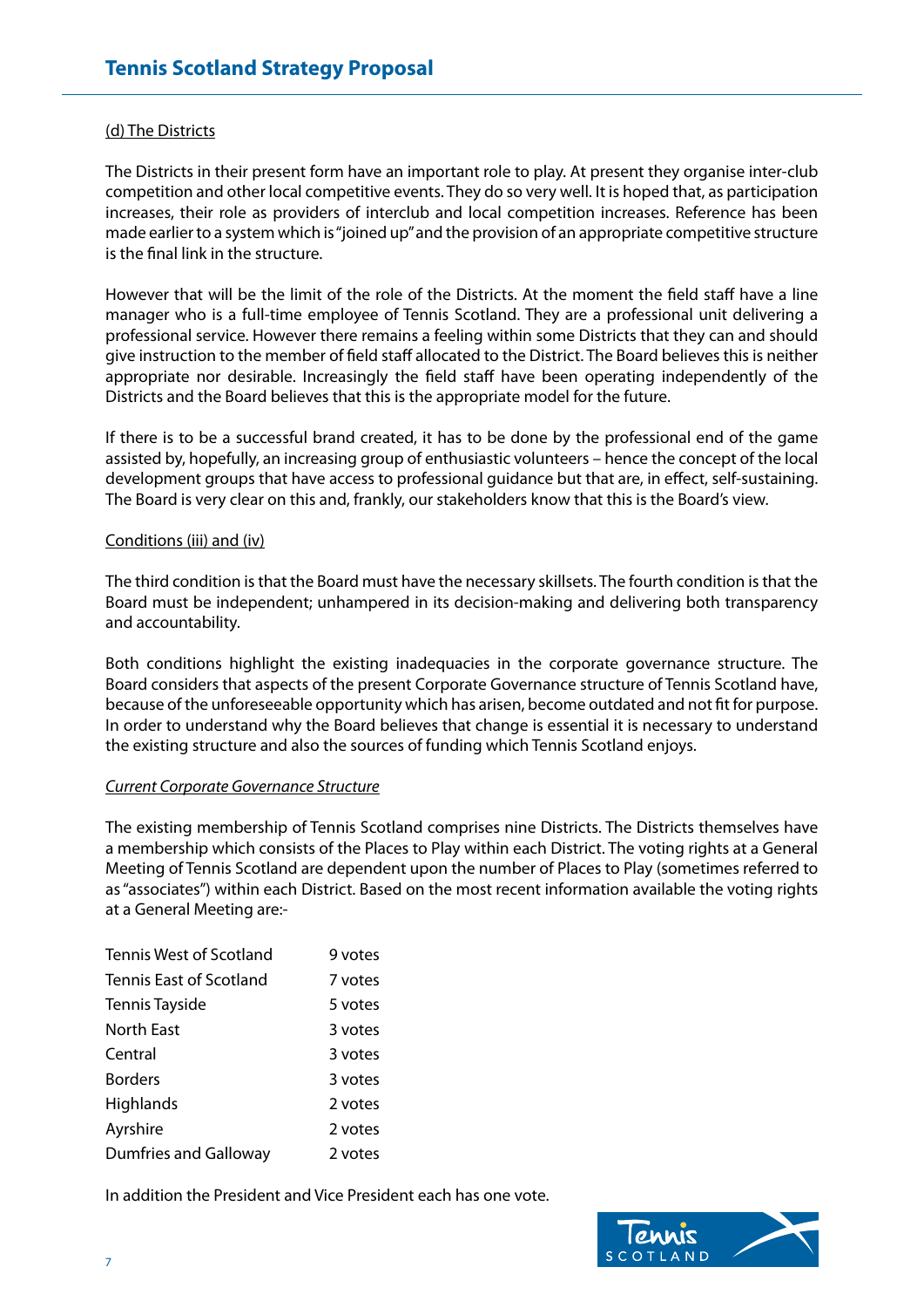(d) The Districts

The Districts in their present form have an important role to play. At present they organise inter-club competition and other local competitive events. They do so very well. It is hoped that, as participation increases, their role as providers of interclub and local competition increases. Reference has been made earlier to a system which is "joined up" and the provision of an appropriate competitive structure is the final link in the structure.

However that will be the limit of the role of the Districts. At the moment the field staff have a line manager who is a full-time employee of Tennis Scotland. They are a professional unit delivering a professional service. However there remains a feeling within some Districts that they can and should give instruction to the member of field staff allocated to the District. The Board believes this is neither appropriate nor desirable. Increasingly the field staff have been operating independently of the Districts and the Board believes that this is the appropriate model for the future.

If there is to be a successful brand created, it has to be done by the professional end of the game assisted by, hopefully, an increasing group of enthusiastic volunteers – hence the concept of the local development groups that have access to professional guidance but that are, in effect, self-sustaining. The Board is very clear on this and, frankly, our stakeholders know that this is the Board's view.

Conditions (iii) and (iv)

The third condition is that the Board must have the necessary skillsets. The fourth condition is that the Board must be independent; unhampered in its decision-making and delivering both transparency and accountability.

Both conditions highlight the existing inadequacies in the corporate governance structure. The Board considers that aspects of the present Corporate Governance structure of Tennis Scotland have, because of the unforeseeable opportunity which has arisen, become outdated and not fit for purpose. In order to understand why the Board believes that change is essential it is necessary to understand the existing structure and also the sources of funding which Tennis Scotland enjoys.

*Current Corporate Governance Structure*

The existing membership of Tennis Scotland comprises nine Districts. The Districts themselves have a membership which consists of the Places to Play within each District. The voting rights at a General Meeting of Tennis Scotland are dependent upon the number of Places to Play (sometimes referred to as "associates") within each District. Based on the most recent information available the voting rights at a General Meeting are:-

| District | Votes |
|---|---|
| Tennis West of Scotland | 9 votes |
| Tennis East of Scotland | 7 votes |
| Tennis Tayside | 5 votes |
| North East | 3 votes |
| Central | 3 votes |
| Borders | 3 votes |
| Highlands | 2 votes |
| Ayrshire | 2 votes |
| Dumfries and Galloway | 2 votes |

In addition the President and Vice President each has one vote.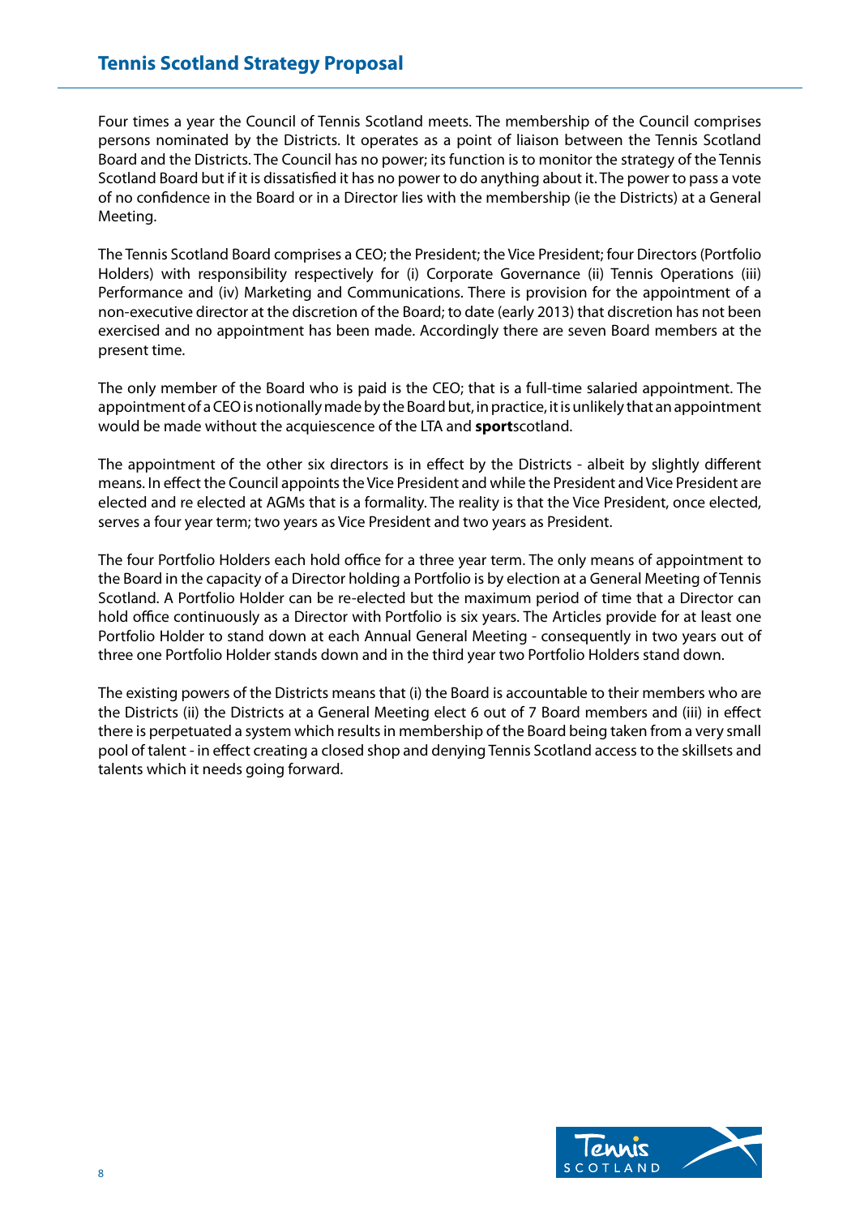Four times a year the Council of Tennis Scotland meets. The membership of the Council comprises persons nominated by the Districts. It operates as a point of liaison between the Tennis Scotland Board and the Districts. The Council has no power; its function is to monitor the strategy of the Tennis Scotland Board but if it is dissatisfied it has no power to do anything about it. The power to pass a vote of no confidence in the Board or in a Director lies with the membership (ie the Districts) at a General Meeting.

The Tennis Scotland Board comprises a CEO; the President; the Vice President; four Directors (Portfolio Holders) with responsibility respectively for (i) Corporate Governance (ii) Tennis Operations (iii) Performance and (iv) Marketing and Communications. There is provision for the appointment of a non-executive director at the discretion of the Board; to date (early 2013) that discretion has not been exercised and no appointment has been made. Accordingly there are seven Board members at the present time.

The only member of the Board who is paid is the CEO; that is a full-time salaried appointment. The appointment of a CEO is notionally made by the Board but, in practice, it is unlikely that an appointment would be made without the acquiescence of the LTA and **sport**scotland.

The appointment of the other six directors is in effect by the Districts - albeit by slightly different means. In effect the Council appoints the Vice President and while the President and Vice President are elected and re elected at AGMs that is a formality. The reality is that the Vice President, once elected, serves a four year term; two years as Vice President and two years as President.

The four Portfolio Holders each hold office for a three year term. The only means of appointment to the Board in the capacity of a Director holding a Portfolio is by election at a General Meeting of Tennis Scotland. A Portfolio Holder can be re-elected but the maximum period of time that a Director can hold office continuously as a Director with Portfolio is six years. The Articles provide for at least one Portfolio Holder to stand down at each Annual General Meeting - consequently in two years out of three one Portfolio Holder stands down and in the third year two Portfolio Holders stand down.

The existing powers of the Districts means that (i) the Board is accountable to their members who are the Districts (ii) the Districts at a General Meeting elect 6 out of 7 Board members and (iii) in effect there is perpetuated a system which results in membership of the Board being taken from a very small pool of talent - in effect creating a closed shop and denying Tennis Scotland access to the skillsets and talents which it needs going forward.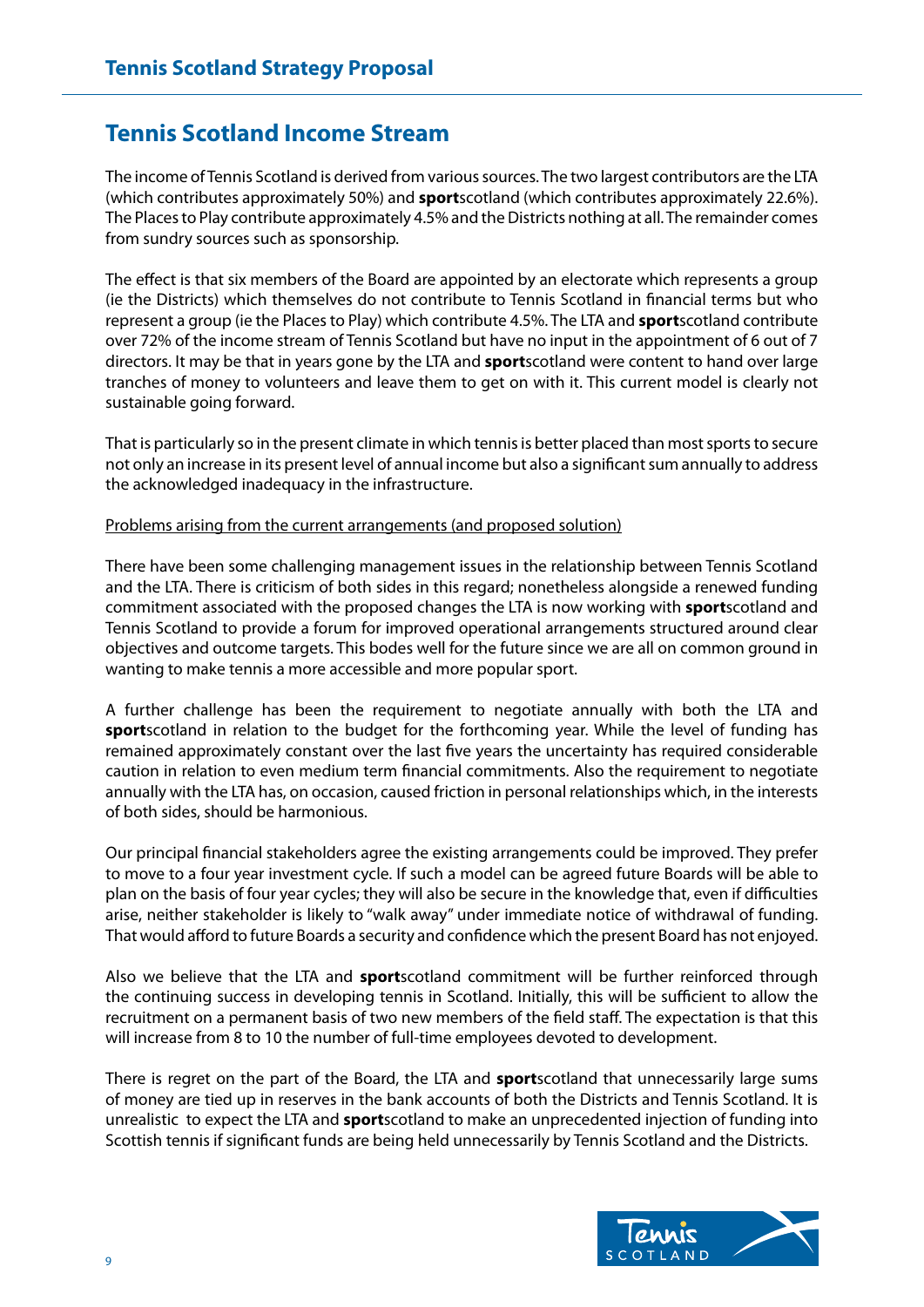## Tennis Scotland Income Stream

The income of Tennis Scotland is derived from various sources. The two largest contributors are the LTA (which contributes approximately 50%) and **sport**scotland (which contributes approximately 22.6%). The Places to Play contribute approximately 4.5% and the Districts nothing at all. The remainder comes from sundry sources such as sponsorship.

The effect is that six members of the Board are appointed by an electorate which represents a group (ie the Districts) which themselves do not contribute to Tennis Scotland in financial terms but who represent a group (ie the Places to Play) which contribute 4.5%. The LTA and **sport**scotland contribute over 72% of the income stream of Tennis Scotland but have no input in the appointment of 6 out of 7 directors. It may be that in years gone by the LTA and **sport**scotland were content to hand over large tranches of money to volunteers and leave them to get on with it. This current model is clearly not sustainable going forward.

That is particularly so in the present climate in which tennis is better placed than most sports to secure not only an increase in its present level of annual income but also a significant sum annually to address the acknowledged inadequacy in the infrastructure.

Problems arising from the current arrangements (and proposed solution)

There have been some challenging management issues in the relationship between Tennis Scotland and the LTA. There is criticism of both sides in this regard; nonetheless alongside a renewed funding commitment associated with the proposed changes the LTA is now working with **sport**scotland and Tennis Scotland to provide a forum for improved operational arrangements structured around clear objectives and outcome targets. This bodes well for the future since we are all on common ground in wanting to make tennis a more accessible and more popular sport.

A further challenge has been the requirement to negotiate annually with both the LTA and **sport**scotland in relation to the budget for the forthcoming year. While the level of funding has remained approximately constant over the last five years the uncertainty has required considerable caution in relation to even medium term financial commitments. Also the requirement to negotiate annually with the LTA has, on occasion, caused friction in personal relationships which, in the interests of both sides, should be harmonious.

Our principal financial stakeholders agree the existing arrangements could be improved. They prefer to move to a four year investment cycle. If such a model can be agreed future Boards will be able to plan on the basis of four year cycles; they will also be secure in the knowledge that, even if difficulties arise, neither stakeholder is likely to "walk away" under immediate notice of withdrawal of funding. That would afford to future Boards a security and confidence which the present Board has not enjoyed.

Also we believe that the LTA and **sport**scotland commitment will be further reinforced through the continuing success in developing tennis in Scotland. Initially, this will be sufficient to allow the recruitment on a permanent basis of two new members of the field staff. The expectation is that this will increase from 8 to 10 the number of full-time employees devoted to development.

There is regret on the part of the Board, the LTA and **sport**scotland that unnecessarily large sums of money are tied up in reserves in the bank accounts of both the Districts and Tennis Scotland. It is unrealistic to expect the LTA and **sport**scotland to make an unprecedented injection of funding into Scottish tennis if significant funds are being held unnecessarily by Tennis Scotland and the Districts.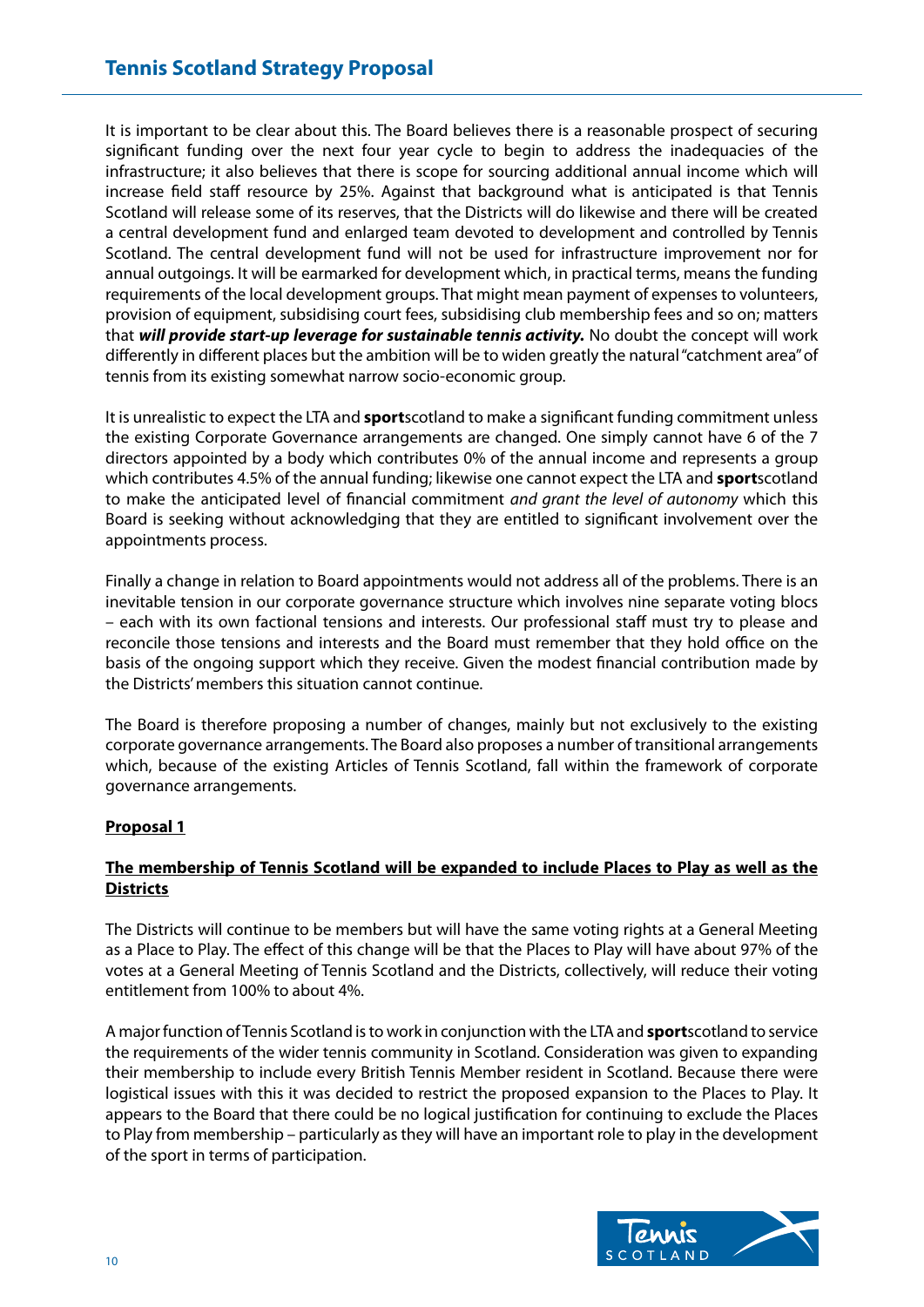It is important to be clear about this. The Board believes there is a reasonable prospect of securing significant funding over the next four year cycle to begin to address the inadequacies of the infrastructure; it also believes that there is scope for sourcing additional annual income which will increase field staff resource by 25%. Against that background what is anticipated is that Tennis Scotland will release some of its reserves, that the Districts will do likewise and there will be created a central development fund and enlarged team devoted to development and controlled by Tennis Scotland. The central development fund will not be used for infrastructure improvement nor for annual outgoings. It will be earmarked for development which, in practical terms, means the funding requirements of the local development groups. That might mean payment of expenses to volunteers, provision of equipment, subsidising court fees, subsidising club membership fees and so on; matters that ***will provide start-up leverage for sustainable tennis activity.*** No doubt the concept will work differently in different places but the ambition will be to widen greatly the natural "catchment area" of tennis from its existing somewhat narrow socio-economic group.

It is unrealistic to expect the LTA and **sport**scotland to make a significant funding commitment unless the existing Corporate Governance arrangements are changed. One simply cannot have 6 of the 7 directors appointed by a body which contributes 0% of the annual income and represents a group which contributes 4.5% of the annual funding; likewise one cannot expect the LTA and **sport**scotland to make the anticipated level of financial commitment *and grant the level of autonomy* which this Board is seeking without acknowledging that they are entitled to significant involvement over the appointments process.

Finally a change in relation to Board appointments would not address all of the problems. There is an inevitable tension in our corporate governance structure which involves nine separate voting blocs – each with its own factional tensions and interests. Our professional staff must try to please and reconcile those tensions and interests and the Board must remember that they hold office on the basis of the ongoing support which they receive. Given the modest financial contribution made by the Districts' members this situation cannot continue.

The Board is therefore proposing a number of changes, mainly but not exclusively to the existing corporate governance arrangements. The Board also proposes a number of transitional arrangements which, because of the existing Articles of Tennis Scotland, fall within the framework of corporate governance arrangements.

**Proposal 1**

**The membership of Tennis Scotland will be expanded to include Places to Play as well as the Districts**

The Districts will continue to be members but will have the same voting rights at a General Meeting as a Place to Play. The effect of this change will be that the Places to Play will have about 97% of the votes at a General Meeting of Tennis Scotland and the Districts, collectively, will reduce their voting entitlement from 100% to about 4%.

A major function of Tennis Scotland is to work in conjunction with the LTA and **sport**scotland to service the requirements of the wider tennis community in Scotland. Consideration was given to expanding their membership to include every British Tennis Member resident in Scotland. Because there were logistical issues with this it was decided to restrict the proposed expansion to the Places to Play. It appears to the Board that there could be no logical justification for continuing to exclude the Places to Play from membership – particularly as they will have an important role to play in the development of the sport in terms of participation.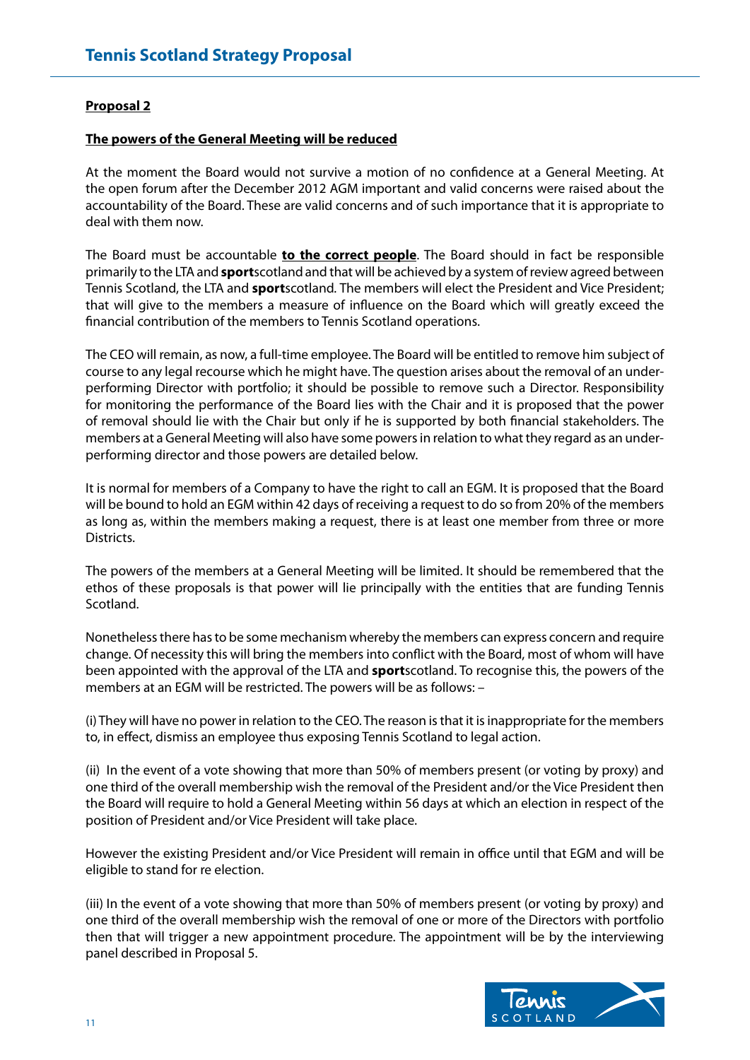**Proposal 2**

**The powers of the General Meeting will be reduced**

At the moment the Board would not survive a motion of no confidence at a General Meeting. At the open forum after the December 2012 AGM important and valid concerns were raised about the accountability of the Board. These are valid concerns and of such importance that it is appropriate to deal with them now.

The Board must be accountable **to the correct people**. The Board should in fact be responsible primarily to the LTA and **sport**scotland and that will be achieved by a system of review agreed between Tennis Scotland, the LTA and **sport**scotland. The members will elect the President and Vice President; that will give to the members a measure of influence on the Board which will greatly exceed the financial contribution of the members to Tennis Scotland operations.

The CEO will remain, as now, a full-time employee. The Board will be entitled to remove him subject of course to any legal recourse which he might have. The question arises about the removal of an under-performing Director with portfolio; it should be possible to remove such a Director. Responsibility for monitoring the performance of the Board lies with the Chair and it is proposed that the power of removal should lie with the Chair but only if he is supported by both financial stakeholders. The members at a General Meeting will also have some powers in relation to what they regard as an under-performing director and those powers are detailed below.

It is normal for members of a Company to have the right to call an EGM. It is proposed that the Board will be bound to hold an EGM within 42 days of receiving a request to do so from 20% of the members as long as, within the members making a request, there is at least one member from three or more Districts.

The powers of the members at a General Meeting will be limited. It should be remembered that the ethos of these proposals is that power will lie principally with the entities that are funding Tennis Scotland.

Nonetheless there has to be some mechanism whereby the members can express concern and require change. Of necessity this will bring the members into conflict with the Board, most of whom will have been appointed with the approval of the LTA and **sport**scotland. To recognise this, the powers of the members at an EGM will be restricted. The powers will be as follows: –

(i) They will have no power in relation to the CEO. The reason is that it is inappropriate for the members to, in effect, dismiss an employee thus exposing Tennis Scotland to legal action.

(ii) In the event of a vote showing that more than 50% of members present (or voting by proxy) and one third of the overall membership wish the removal of the President and/or the Vice President then the Board will require to hold a General Meeting within 56 days at which an election in respect of the position of President and/or Vice President will take place.

However the existing President and/or Vice President will remain in office until that EGM and will be eligible to stand for re election.

(iii) In the event of a vote showing that more than 50% of members present (or voting by proxy) and one third of the overall membership wish the removal of one or more of the Directors with portfolio then that will trigger a new appointment procedure. The appointment will be by the interviewing panel described in Proposal 5.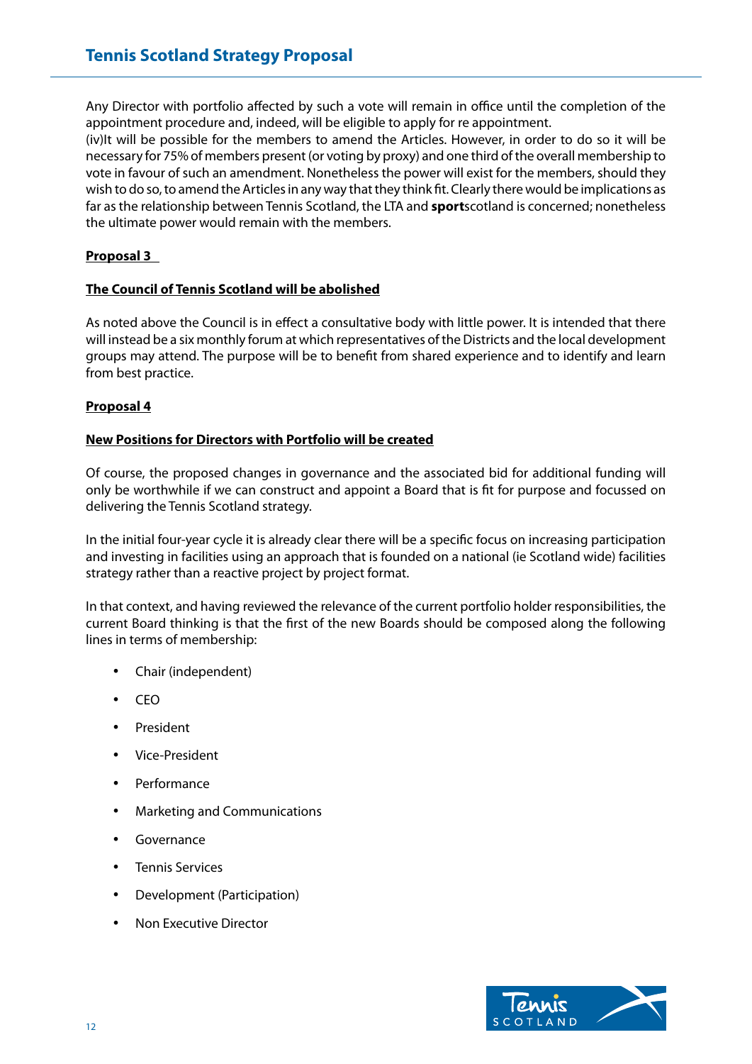Any Director with portfolio affected by such a vote will remain in office until the completion of the appointment procedure and, indeed, will be eligible to apply for re appointment.

(iv)It will be possible for the members to amend the Articles. However, in order to do so it will be necessary for 75% of members present (or voting by proxy) and one third of the overall membership to vote in favour of such an amendment. Nonetheless the power will exist for the members, should they wish to do so, to amend the Articles in any way that they think fit. Clearly there would be implications as far as the relationship between Tennis Scotland, the LTA and **sport**scotland is concerned; nonetheless the ultimate power would remain with the members.

**Proposal 3**

**The Council of Tennis Scotland will be abolished**

As noted above the Council is in effect a consultative body with little power. It is intended that there will instead be a six monthly forum at which representatives of the Districts and the local development groups may attend. The purpose will be to benefit from shared experience and to identify and learn from best practice.

**Proposal 4**

**New Positions for Directors with Portfolio will be created**

Of course, the proposed changes in governance and the associated bid for additional funding will only be worthwhile if we can construct and appoint a Board that is fit for purpose and focussed on delivering the Tennis Scotland strategy.

In the initial four-year cycle it is already clear there will be a specific focus on increasing participation and investing in facilities using an approach that is founded on a national (ie Scotland wide) facilities strategy rather than a reactive project by project format.

In that context, and having reviewed the relevance of the current portfolio holder responsibilities, the current Board thinking is that the first of the new Boards should be composed along the following lines in terms of membership:

- Chair (independent)
- CEO
- President
- Vice-President
- Performance
- Marketing and Communications
- Governance
- Tennis Services
- Development (Participation)
- Non Executive Director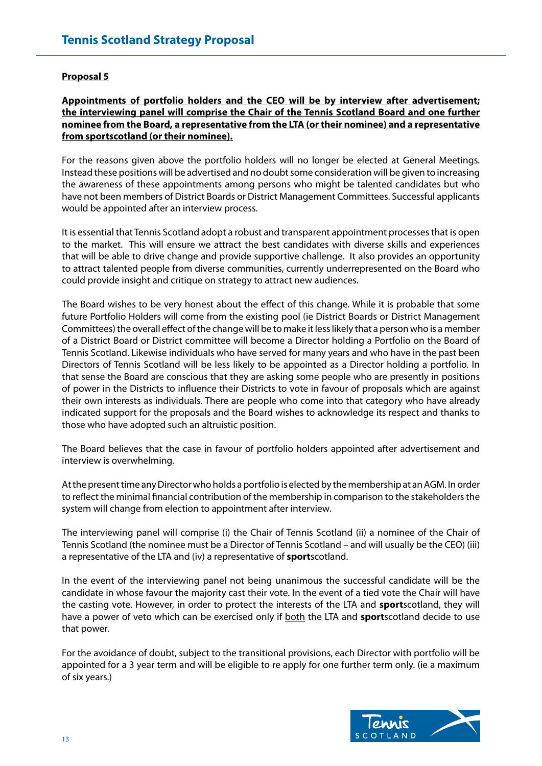**Proposal 5**

**Appointments of portfolio holders and the CEO will be by interview after advertisement; the interviewing panel will comprise the Chair of the Tennis Scotland Board and one further nominee from the Board, a representative from the LTA (or their nominee) and a representative from sportscotland (or their nominee).**

For the reasons given above the portfolio holders will no longer be elected at General Meetings. Instead these positions will be advertised and no doubt some consideration will be given to increasing the awareness of these appointments among persons who might be talented candidates but who have not been members of District Boards or District Management Committees. Successful applicants would be appointed after an interview process.

It is essential that Tennis Scotland adopt a robust and transparent appointment processes that is open to the market. This will ensure we attract the best candidates with diverse skills and experiences that will be able to drive change and provide supportive challenge. It also provides an opportunity to attract talented people from diverse communities, currently underrepresented on the Board who could provide insight and critique on strategy to attract new audiences.

The Board wishes to be very honest about the effect of this change. While it is probable that some future Portfolio Holders will come from the existing pool (ie District Boards or District Management Committees) the overall effect of the change will be to make it less likely that a person who is a member of a District Board or District committee will become a Director holding a Portfolio on the Board of Tennis Scotland. Likewise individuals who have served for many years and who have in the past been Directors of Tennis Scotland will be less likely to be appointed as a Director holding a portfolio. In that sense the Board are conscious that they are asking some people who are presently in positions of power in the Districts to influence their Districts to vote in favour of proposals which are against their own interests as individuals. There are people who come into that category who have already indicated support for the proposals and the Board wishes to acknowledge its respect and thanks to those who have adopted such an altruistic position.

The Board believes that the case in favour of portfolio holders appointed after advertisement and interview is overwhelming.

At the present time any Director who holds a portfolio is elected by the membership at an AGM. In order to reflect the minimal financial contribution of the membership in comparison to the stakeholders the system will change from election to appointment after interview.

The interviewing panel will comprise (i) the Chair of Tennis Scotland (ii) a nominee of the Chair of Tennis Scotland (the nominee must be a Director of Tennis Scotland – and will usually be the CEO) (iii) a representative of the LTA and (iv) a representative of **sport**scotland.

In the event of the interviewing panel not being unanimous the successful candidate will be the candidate in whose favour the majority cast their vote. In the event of a tied vote the Chair will have the casting vote. However, in order to protect the interests of the LTA and **sport**scotland, they will have a power of veto which can be exercised only if <u>both</u> the LTA and **sport**scotland decide to use that power.

For the avoidance of doubt, subject to the transitional provisions, each Director with portfolio will be appointed for a 3 year term and will be eligible to re apply for one further term only. (ie a maximum of six years.)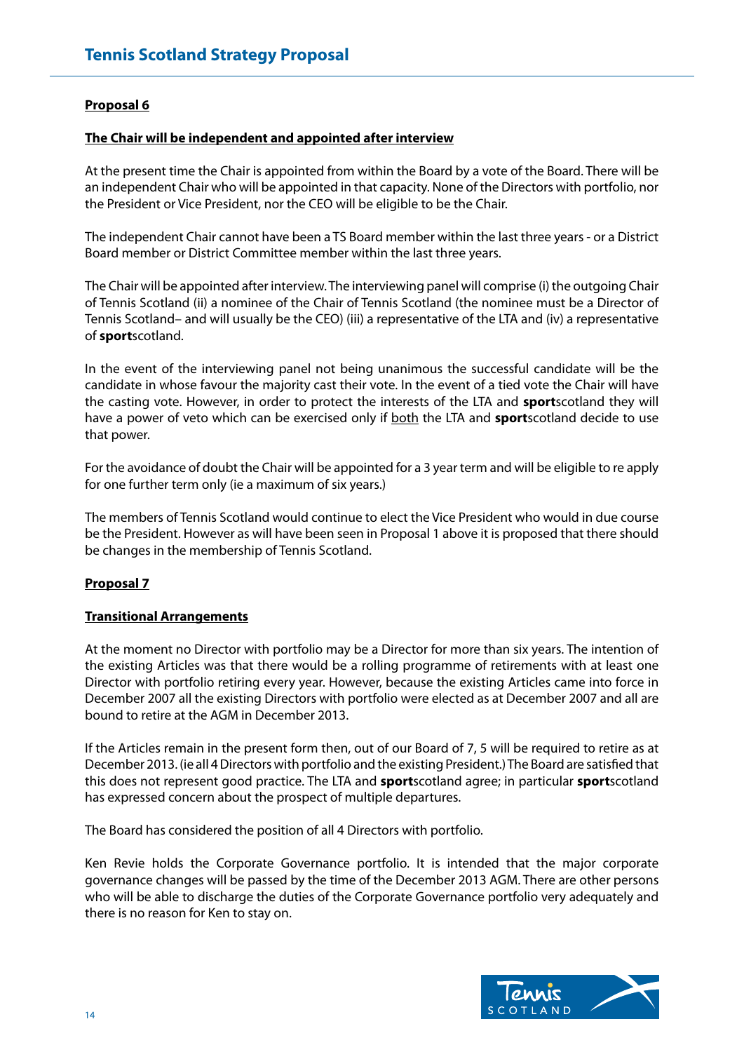**Proposal 6**

**The Chair will be independent and appointed after interview**

At the present time the Chair is appointed from within the Board by a vote of the Board. There will be an independent Chair who will be appointed in that capacity. None of the Directors with portfolio, nor the President or Vice President, nor the CEO will be eligible to be the Chair.

The independent Chair cannot have been a TS Board member within the last three years - or a District Board member or District Committee member within the last three years.

The Chair will be appointed after interview. The interviewing panel will comprise (i) the outgoing Chair of Tennis Scotland (ii) a nominee of the Chair of Tennis Scotland (the nominee must be a Director of Tennis Scotland– and will usually be the CEO) (iii) a representative of the LTA and (iv) a representative of **sport**scotland.

In the event of the interviewing panel not being unanimous the successful candidate will be the candidate in whose favour the majority cast their vote. In the event of a tied vote the Chair will have the casting vote. However, in order to protect the interests of the LTA and **sport**scotland they will have a power of veto which can be exercised only if both the LTA and **sport**scotland decide to use that power.

For the avoidance of doubt the Chair will be appointed for a 3 year term and will be eligible to re apply for one further term only (ie a maximum of six years.)

The members of Tennis Scotland would continue to elect the Vice President who would in due course be the President. However as will have been seen in Proposal 1 above it is proposed that there should be changes in the membership of Tennis Scotland.

**Proposal 7**

**Transitional Arrangements**

At the moment no Director with portfolio may be a Director for more than six years. The intention of the existing Articles was that there would be a rolling programme of retirements with at least one Director with portfolio retiring every year. However, because the existing Articles came into force in December 2007 all the existing Directors with portfolio were elected as at December 2007 and all are bound to retire at the AGM in December 2013.

If the Articles remain in the present form then, out of our Board of 7, 5 will be required to retire as at December 2013. (ie all 4 Directors with portfolio and the existing President.) The Board are satisfied that this does not represent good practice. The LTA and **sport**scotland agree; in particular **sport**scotland has expressed concern about the prospect of multiple departures.

The Board has considered the position of all 4 Directors with portfolio.

Ken Revie holds the Corporate Governance portfolio. It is intended that the major corporate governance changes will be passed by the time of the December 2013 AGM. There are other persons who will be able to discharge the duties of the Corporate Governance portfolio very adequately and there is no reason for Ken to stay on.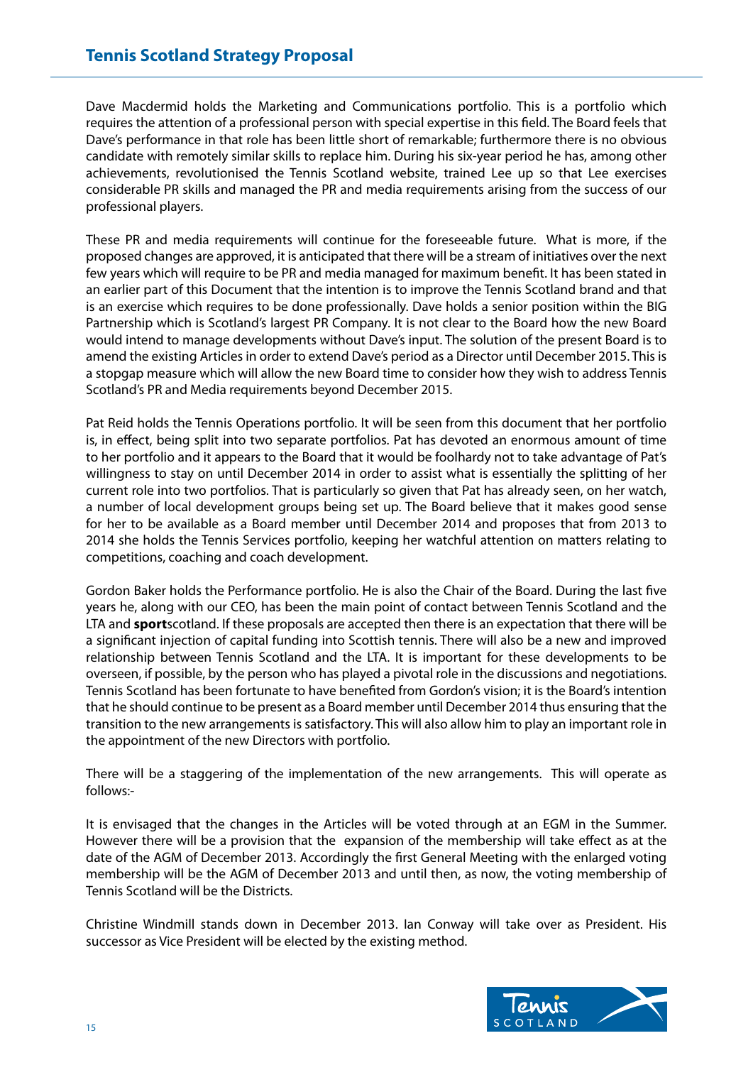Dave Macdermid holds the Marketing and Communications portfolio. This is a portfolio which requires the attention of a professional person with special expertise in this field. The Board feels that Dave's performance in that role has been little short of remarkable; furthermore there is no obvious candidate with remotely similar skills to replace him. During his six-year period he has, among other achievements, revolutionised the Tennis Scotland website, trained Lee up so that Lee exercises considerable PR skills and managed the PR and media requirements arising from the success of our professional players.

These PR and media requirements will continue for the foreseeable future. What is more, if the proposed changes are approved, it is anticipated that there will be a stream of initiatives over the next few years which will require to be PR and media managed for maximum benefit. It has been stated in an earlier part of this Document that the intention is to improve the Tennis Scotland brand and that is an exercise which requires to be done professionally. Dave holds a senior position within the BIG Partnership which is Scotland's largest PR Company. It is not clear to the Board how the new Board would intend to manage developments without Dave's input. The solution of the present Board is to amend the existing Articles in order to extend Dave's period as a Director until December 2015. This is a stopgap measure which will allow the new Board time to consider how they wish to address Tennis Scotland's PR and Media requirements beyond December 2015.

Pat Reid holds the Tennis Operations portfolio. It will be seen from this document that her portfolio is, in effect, being split into two separate portfolios. Pat has devoted an enormous amount of time to her portfolio and it appears to the Board that it would be foolhardy not to take advantage of Pat's willingness to stay on until December 2014 in order to assist what is essentially the splitting of her current role into two portfolios. That is particularly so given that Pat has already seen, on her watch, a number of local development groups being set up. The Board believe that it makes good sense for her to be available as a Board member until December 2014 and proposes that from 2013 to 2014 she holds the Tennis Services portfolio, keeping her watchful attention on matters relating to competitions, coaching and coach development.

Gordon Baker holds the Performance portfolio. He is also the Chair of the Board. During the last five years he, along with our CEO, has been the main point of contact between Tennis Scotland and the LTA and **sport**scotland. If these proposals are accepted then there is an expectation that there will be a significant injection of capital funding into Scottish tennis. There will also be a new and improved relationship between Tennis Scotland and the LTA. It is important for these developments to be overseen, if possible, by the person who has played a pivotal role in the discussions and negotiations. Tennis Scotland has been fortunate to have benefited from Gordon's vision; it is the Board's intention that he should continue to be present as a Board member until December 2014 thus ensuring that the transition to the new arrangements is satisfactory. This will also allow him to play an important role in the appointment of the new Directors with portfolio.

There will be a staggering of the implementation of the new arrangements. This will operate as follows:-

It is envisaged that the changes in the Articles will be voted through at an EGM in the Summer. However there will be a provision that the expansion of the membership will take effect as at the date of the AGM of December 2013. Accordingly the first General Meeting with the enlarged voting membership will be the AGM of December 2013 and until then, as now, the voting membership of Tennis Scotland will be the Districts.

Christine Windmill stands down in December 2013. Ian Conway will take over as President. His successor as Vice President will be elected by the existing method.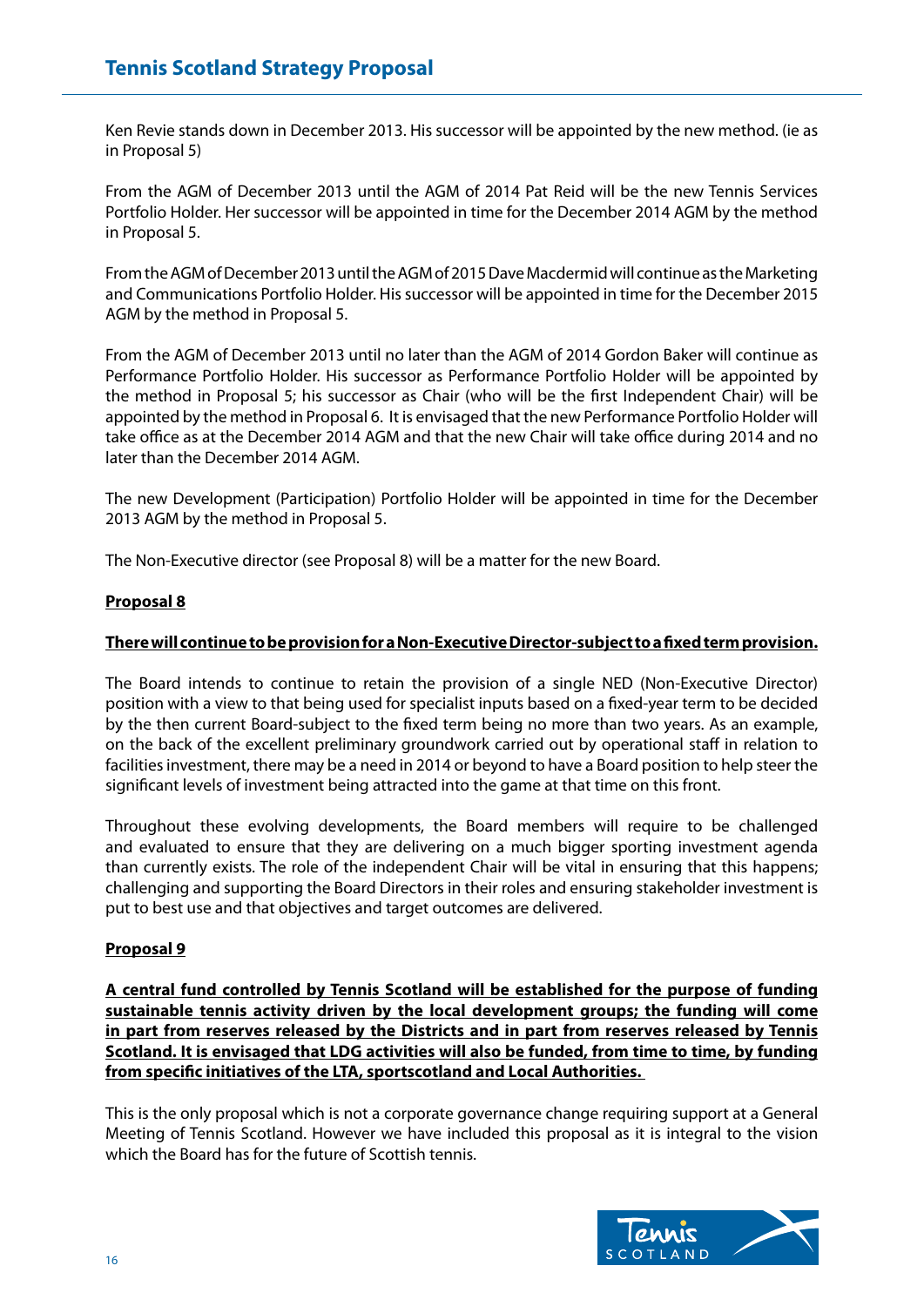Ken Revie stands down in December 2013. His successor will be appointed by the new method. (ie as in Proposal 5)

From the AGM of December 2013 until the AGM of 2014 Pat Reid will be the new Tennis Services Portfolio Holder. Her successor will be appointed in time for the December 2014 AGM by the method in Proposal 5.

From the AGM of December 2013 until the AGM of 2015 Dave Macdermid will continue as the Marketing and Communications Portfolio Holder. His successor will be appointed in time for the December 2015 AGM by the method in Proposal 5.

From the AGM of December 2013 until no later than the AGM of 2014 Gordon Baker will continue as Performance Portfolio Holder. His successor as Performance Portfolio Holder will be appointed by the method in Proposal 5; his successor as Chair (who will be the first Independent Chair) will be appointed by the method in Proposal 6. It is envisaged that the new Performance Portfolio Holder will take office as at the December 2014 AGM and that the new Chair will take office during 2014 and no later than the December 2014 AGM.

The new Development (Participation) Portfolio Holder will be appointed in time for the December 2013 AGM by the method in Proposal 5.

The Non-Executive director (see Proposal 8) will be a matter for the new Board.

**Proposal 8**

**There will continue to be provision for a Non-Executive Director-subject to a fixed term provision.**

The Board intends to continue to retain the provision of a single NED (Non-Executive Director) position with a view to that being used for specialist inputs based on a fixed-year term to be decided by the then current Board-subject to the fixed term being no more than two years. As an example, on the back of the excellent preliminary groundwork carried out by operational staff in relation to facilities investment, there may be a need in 2014 or beyond to have a Board position to help steer the significant levels of investment being attracted into the game at that time on this front.

Throughout these evolving developments, the Board members will require to be challenged and evaluated to ensure that they are delivering on a much bigger sporting investment agenda than currently exists. The role of the independent Chair will be vital in ensuring that this happens; challenging and supporting the Board Directors in their roles and ensuring stakeholder investment is put to best use and that objectives and target outcomes are delivered.

**Proposal 9**

**A central fund controlled by Tennis Scotland will be established for the purpose of funding sustainable tennis activity driven by the local development groups; the funding will come in part from reserves released by the Districts and in part from reserves released by Tennis Scotland. It is envisaged that LDG activities will also be funded, from time to time, by funding from specific initiatives of the LTA, sportscotland and Local Authorities.**

This is the only proposal which is not a corporate governance change requiring support at a General Meeting of Tennis Scotland. However we have included this proposal as it is integral to the vision which the Board has for the future of Scottish tennis.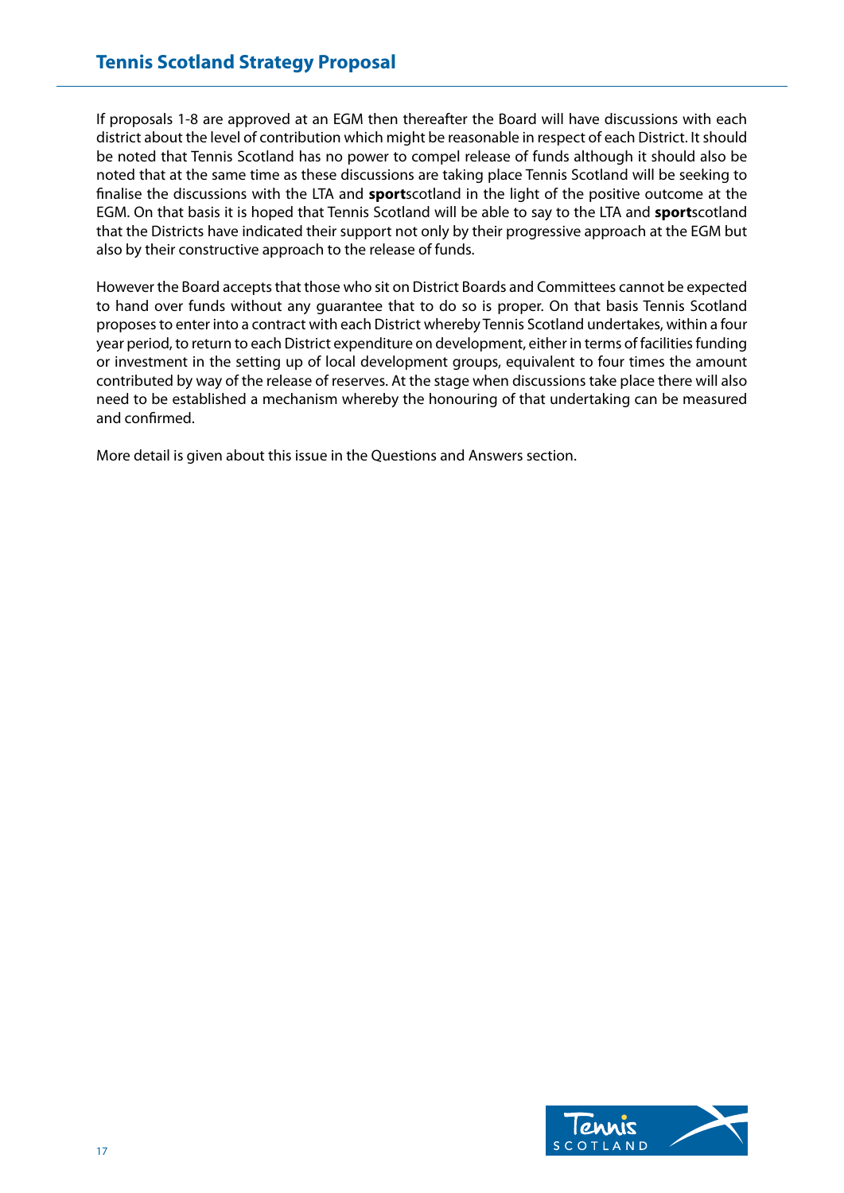If proposals 1-8 are approved at an EGM then thereafter the Board will have discussions with each district about the level of contribution which might be reasonable in respect of each District. It should be noted that Tennis Scotland has no power to compel release of funds although it should also be noted that at the same time as these discussions are taking place Tennis Scotland will be seeking to finalise the discussions with the LTA and **sport**scotland in the light of the positive outcome at the EGM. On that basis it is hoped that Tennis Scotland will be able to say to the LTA and **sport**scotland that the Districts have indicated their support not only by their progressive approach at the EGM but also by their constructive approach to the release of funds.

However the Board accepts that those who sit on District Boards and Committees cannot be expected to hand over funds without any guarantee that to do so is proper. On that basis Tennis Scotland proposes to enter into a contract with each District whereby Tennis Scotland undertakes, within a four year period, to return to each District expenditure on development, either in terms of facilities funding or investment in the setting up of local development groups, equivalent to four times the amount contributed by way of the release of reserves. At the stage when discussions take place there will also need to be established a mechanism whereby the honouring of that undertaking can be measured and confirmed.

More detail is given about this issue in the Questions and Answers section.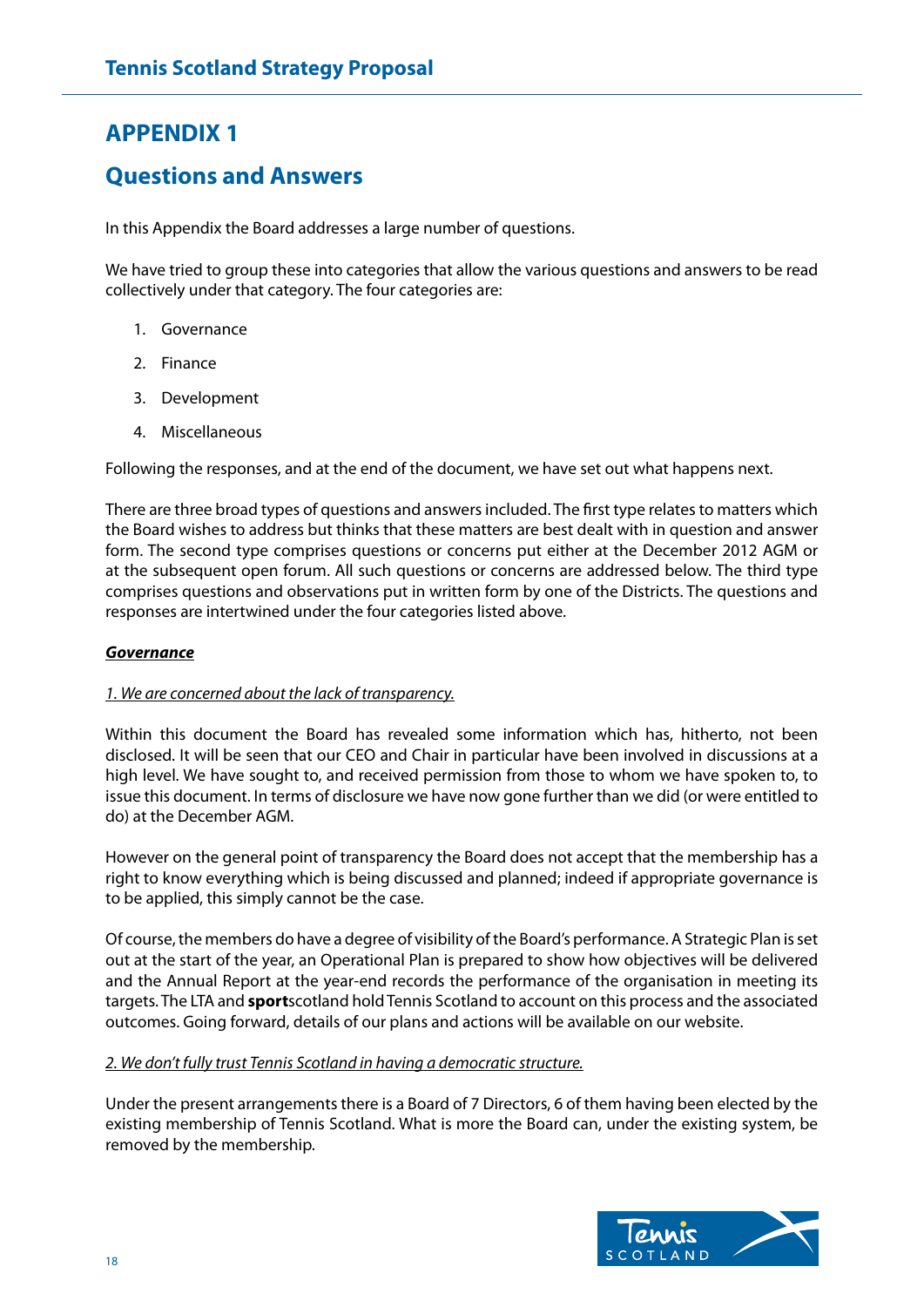# APPENDIX 1

## Questions and Answers

In this Appendix the Board addresses a large number of questions.

We have tried to group these into categories that allow the various questions and answers to be read collectively under that category. The four categories are:

1. Governance
2. Finance
3. Development
4. Miscellaneous

Following the responses, and at the end of the document, we have set out what happens next.

There are three broad types of questions and answers included. The first type relates to matters which the Board wishes to address but thinks that these matters are best dealt with in question and answer form. The second type comprises questions or concerns put either at the December 2012 AGM or at the subsequent open forum. All such questions or concerns are addressed below. The third type comprises questions and observations put in written form by one of the Districts. The questions and responses are intertwined under the four categories listed above.

***Governance***

*1. We are concerned about the lack of transparency.*

Within this document the Board has revealed some information which has, hitherto, not been disclosed. It will be seen that our CEO and Chair in particular have been involved in discussions at a high level. We have sought to, and received permission from those to whom we have spoken to, to issue this document. In terms of disclosure we have now gone further than we did (or were entitled to do) at the December AGM.

However on the general point of transparency the Board does not accept that the membership has a right to know everything which is being discussed and planned; indeed if appropriate governance is to be applied, this simply cannot be the case.

Of course, the members do have a degree of visibility of the Board's performance. A Strategic Plan is set out at the start of the year, an Operational Plan is prepared to show how objectives will be delivered and the Annual Report at the year-end records the performance of the organisation in meeting its targets. The LTA and **sport**scotland hold Tennis Scotland to account on this process and the associated outcomes. Going forward, details of our plans and actions will be available on our website.

*2. We don't fully trust Tennis Scotland in having a democratic structure.*

Under the present arrangements there is a Board of 7 Directors, 6 of them having been elected by the existing membership of Tennis Scotland. What is more the Board can, under the existing system, be removed by the membership.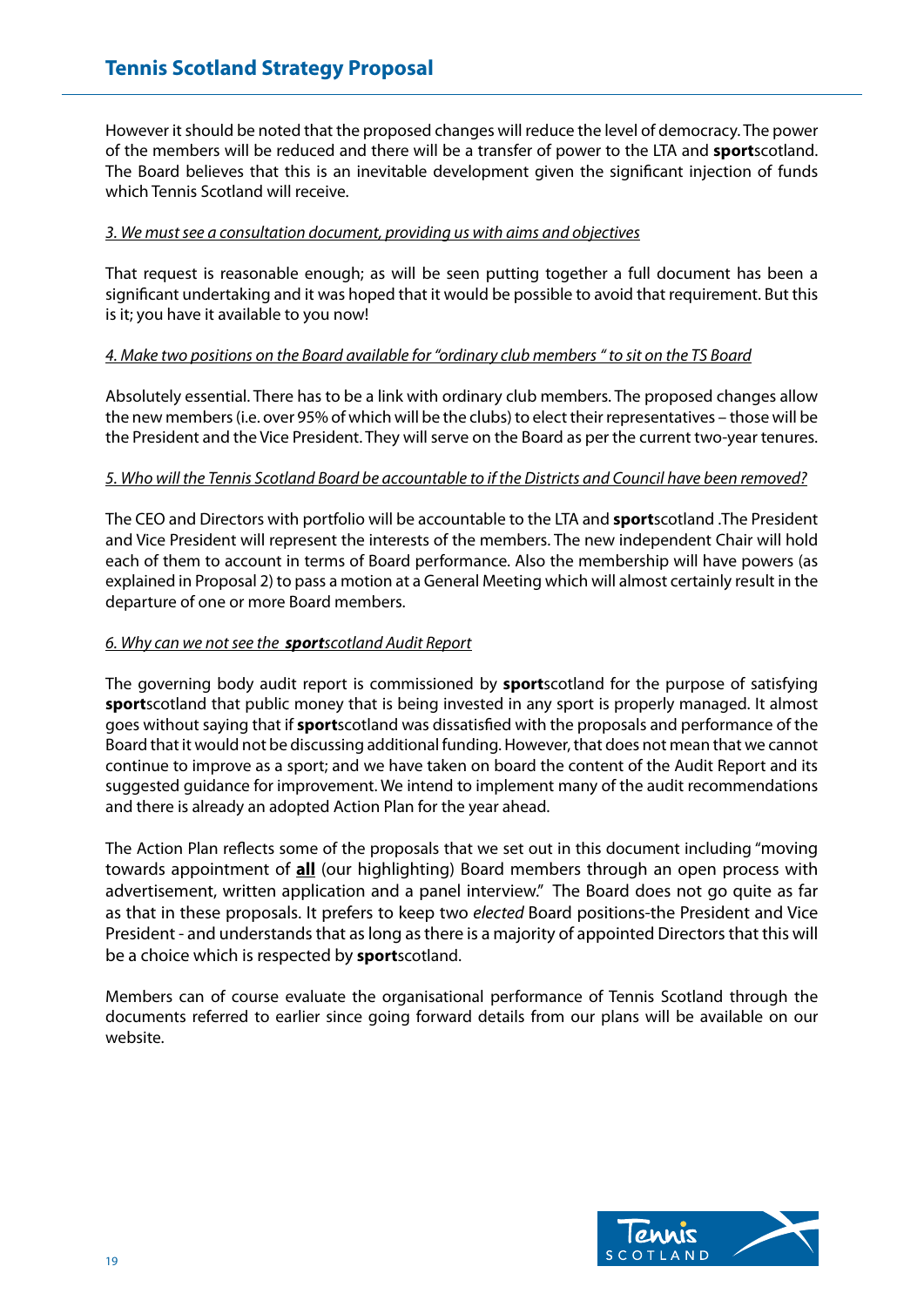However it should be noted that the proposed changes will reduce the level of democracy. The power of the members will be reduced and there will be a transfer of power to the LTA and **sport**scotland. The Board believes that this is an inevitable development given the significant injection of funds which Tennis Scotland will receive.

*3. We must see a consultation document, providing us with aims and objectives*

That request is reasonable enough; as will be seen putting together a full document has been a significant undertaking and it was hoped that it would be possible to avoid that requirement. But this is it; you have it available to you now!

*4. Make two positions on the Board available for "ordinary club members " to sit on the TS Board*

Absolutely essential. There has to be a link with ordinary club members. The proposed changes allow the new members (i.e. over 95% of which will be the clubs) to elect their representatives – those will be the President and the Vice President. They will serve on the Board as per the current two-year tenures.

*5. Who will the Tennis Scotland Board be accountable to if the Districts and Council have been removed?*

The CEO and Directors with portfolio will be accountable to the LTA and **sport**scotland .The President and Vice President will represent the interests of the members. The new independent Chair will hold each of them to account in terms of Board performance. Also the membership will have powers (as explained in Proposal 2) to pass a motion at a General Meeting which will almost certainly result in the departure of one or more Board members.

*6. Why can we not see the **sport**scotland Audit Report*

The governing body audit report is commissioned by **sport**scotland for the purpose of satisfying **sport**scotland that public money that is being invested in any sport is properly managed. It almost goes without saying that if **sport**scotland was dissatisfied with the proposals and performance of the Board that it would not be discussing additional funding. However, that does not mean that we cannot continue to improve as a sport; and we have taken on board the content of the Audit Report and its suggested guidance for improvement. We intend to implement many of the audit recommendations and there is already an adopted Action Plan for the year ahead.

The Action Plan reflects some of the proposals that we set out in this document including "moving towards appointment of **<u>all</u>** (our highlighting) Board members through an open process with advertisement, written application and a panel interview." The Board does not go quite as far as that in these proposals. It prefers to keep two *elected* Board positions-the President and Vice President - and understands that as long as there is a majority of appointed Directors that this will be a choice which is respected by **sport**scotland.

Members can of course evaluate the organisational performance of Tennis Scotland through the documents referred to earlier since going forward details from our plans will be available on our website.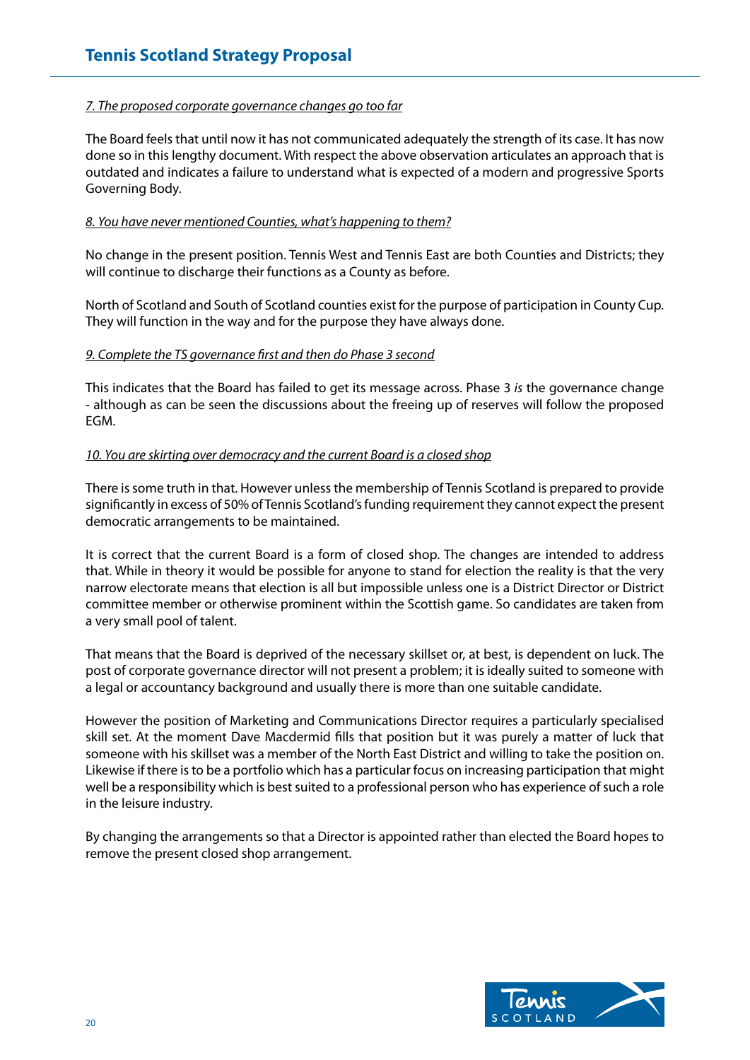*7. The proposed corporate governance changes go too far*

The Board feels that until now it has not communicated adequately the strength of its case. It has now done so in this lengthy document. With respect the above observation articulates an approach that is outdated and indicates a failure to understand what is expected of a modern and progressive Sports Governing Body.

*8. You have never mentioned Counties, what's happening to them?*

No change in the present position. Tennis West and Tennis East are both Counties and Districts; they will continue to discharge their functions as a County as before.

North of Scotland and South of Scotland counties exist for the purpose of participation in County Cup. They will function in the way and for the purpose they have always done.

*9. Complete the TS governance first and then do Phase 3 second*

This indicates that the Board has failed to get its message across. Phase 3 *is* the governance change - although as can be seen the discussions about the freeing up of reserves will follow the proposed EGM.

*10. You are skirting over democracy and the current Board is a closed shop*

There is some truth in that. However unless the membership of Tennis Scotland is prepared to provide significantly in excess of 50% of Tennis Scotland's funding requirement they cannot expect the present democratic arrangements to be maintained.

It is correct that the current Board is a form of closed shop. The changes are intended to address that. While in theory it would be possible for anyone to stand for election the reality is that the very narrow electorate means that election is all but impossible unless one is a District Director or District committee member or otherwise prominent within the Scottish game. So candidates are taken from a very small pool of talent.

That means that the Board is deprived of the necessary skillset or, at best, is dependent on luck. The post of corporate governance director will not present a problem; it is ideally suited to someone with a legal or accountancy background and usually there is more than one suitable candidate.

However the position of Marketing and Communications Director requires a particularly specialised skill set. At the moment Dave Macdermid fills that position but it was purely a matter of luck that someone with his skillset was a member of the North East District and willing to take the position on. Likewise if there is to be a portfolio which has a particular focus on increasing participation that might well be a responsibility which is best suited to a professional person who has experience of such a role in the leisure industry.

By changing the arrangements so that a Director is appointed rather than elected the Board hopes to remove the present closed shop arrangement.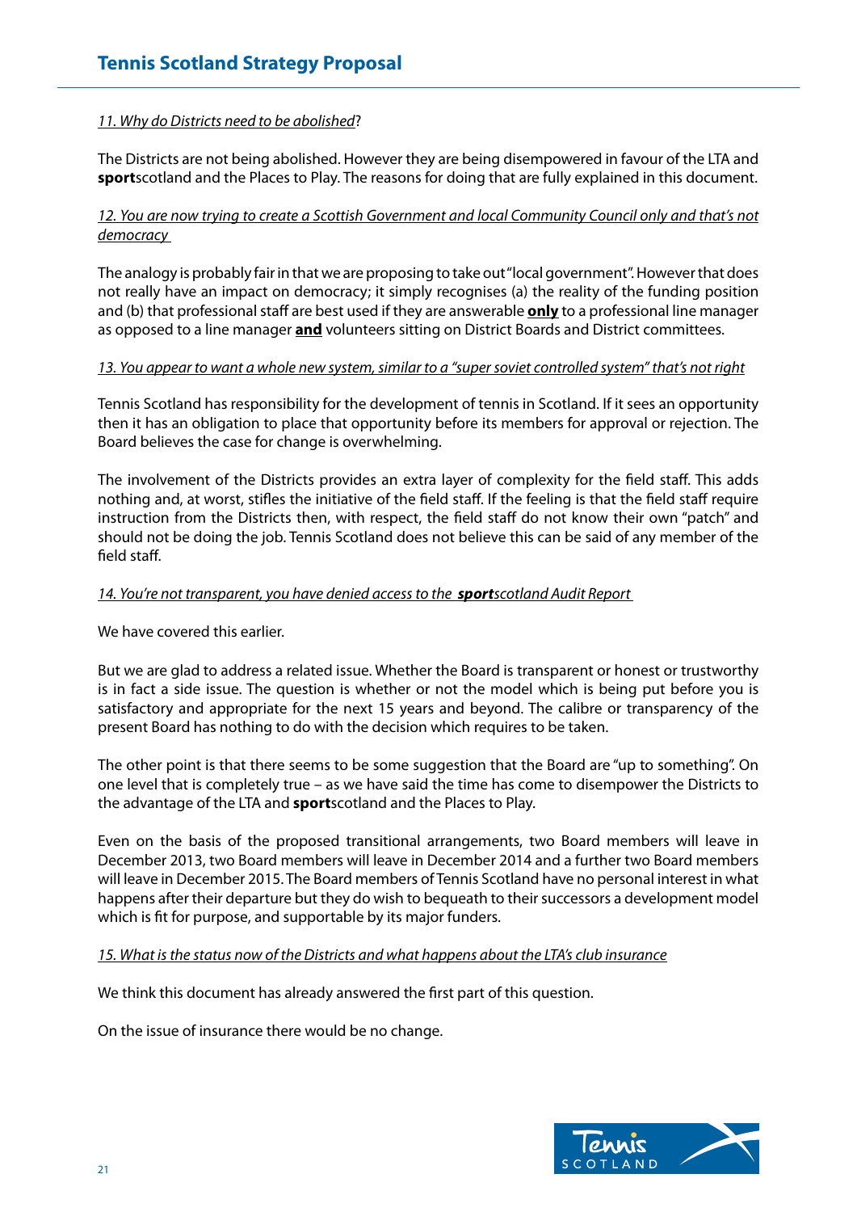*11. Why do Districts need to be abolished?*

The Districts are not being abolished. However they are being disempowered in favour of the LTA and **sport**scotland and the Places to Play. The reasons for doing that are fully explained in this document.

*12. You are now trying to create a Scottish Government and local Community Council only and that's not democracy*

The analogy is probably fair in that we are proposing to take out "local government". However that does not really have an impact on democracy; it simply recognises (a) the reality of the funding position and (b) that professional staff are best used if they are answerable **only** to a professional line manager as opposed to a line manager **and** volunteers sitting on District Boards and District committees.

*13. You appear to want a whole new system, similar to a "super soviet controlled system" that's not right*

Tennis Scotland has responsibility for the development of tennis in Scotland. If it sees an opportunity then it has an obligation to place that opportunity before its members for approval or rejection. The Board believes the case for change is overwhelming.

The involvement of the Districts provides an extra layer of complexity for the field staff. This adds nothing and, at worst, stifles the initiative of the field staff. If the feeling is that the field staff require instruction from the Districts then, with respect, the field staff do not know their own "patch" and should not be doing the job. Tennis Scotland does not believe this can be said of any member of the field staff.

*14. You're not transparent, you have denied access to the **sport**scotland Audit Report*

We have covered this earlier.

But we are glad to address a related issue. Whether the Board is transparent or honest or trustworthy is in fact a side issue. The question is whether or not the model which is being put before you is satisfactory and appropriate for the next 15 years and beyond. The calibre or transparency of the present Board has nothing to do with the decision which requires to be taken.

The other point is that there seems to be some suggestion that the Board are "up to something". On one level that is completely true – as we have said the time has come to disempower the Districts to the advantage of the LTA and **sport**scotland and the Places to Play.

Even on the basis of the proposed transitional arrangements, two Board members will leave in December 2013, two Board members will leave in December 2014 and a further two Board members will leave in December 2015. The Board members of Tennis Scotland have no personal interest in what happens after their departure but they do wish to bequeath to their successors a development model which is fit for purpose, and supportable by its major funders.

*15. What is the status now of the Districts and what happens about the LTA's club insurance*

We think this document has already answered the first part of this question.

On the issue of insurance there would be no change.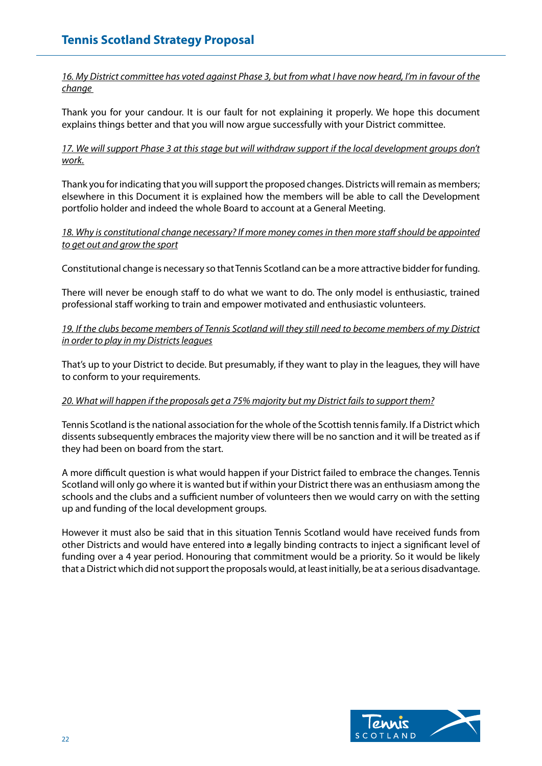<u>16. My District committee has voted against Phase 3, but from what I have now heard, I'm in favour of the change</u>

Thank you for your candour. It is our fault for not explaining it properly. We hope this document explains things better and that you will now argue successfully with your District committee.

<u>17. We will support Phase 3 at this stage but will withdraw support if the local development groups don't work.</u>

Thank you for indicating that you will support the proposed changes. Districts will remain as members; elsewhere in this Document it is explained how the members will be able to call the Development portfolio holder and indeed the whole Board to account at a General Meeting.

<u>18. Why is constitutional change necessary? If more money comes in then more staff should be appointed to get out and grow the sport</u>

Constitutional change is necessary so that Tennis Scotland can be a more attractive bidder for funding.

There will never be enough staff to do what we want to do. The only model is enthusiastic, trained professional staff working to train and empower motivated and enthusiastic volunteers.

<u>19. If the clubs become members of Tennis Scotland will they still need to become members of my District in order to play in my Districts leagues</u>

That's up to your District to decide. But presumably, if they want to play in the leagues, they will have to conform to your requirements.

<u>20. What will happen if the proposals get a 75% majority but my District fails to support them?</u>

Tennis Scotland is the national association for the whole of the Scottish tennis family. If a District which dissents subsequently embraces the majority view there will be no sanction and it will be treated as if they had been on board from the start.

A more difficult question is what would happen if your District failed to embrace the changes. Tennis Scotland will only go where it is wanted but if within your District there was an enthusiasm among the schools and the clubs and a sufficient number of volunteers then we would carry on with the setting up and funding of the local development groups.

However it must also be said that in this situation Tennis Scotland would have received funds from other Districts and would have entered into ~~a~~ legally binding contracts to inject a significant level of funding over a 4 year period. Honouring that commitment would be a priority. So it would be likely that a District which did not support the proposals would, at least initially, be at a serious disadvantage.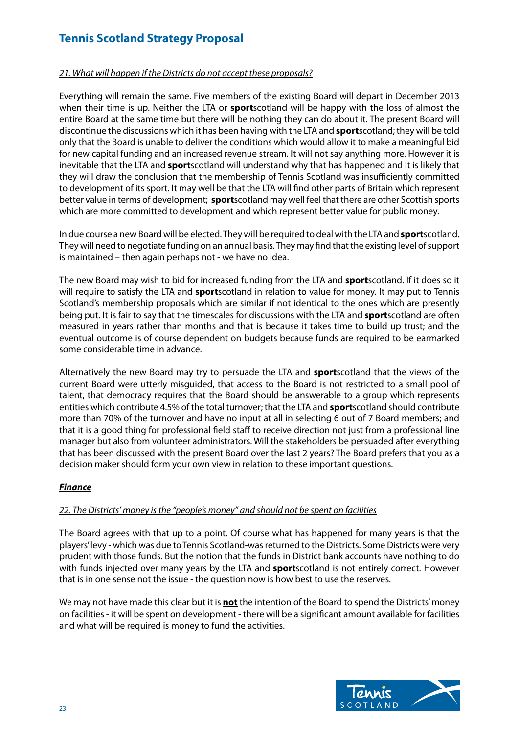*21. What will happen if the Districts do not accept these proposals?*

Everything will remain the same. Five members of the existing Board will depart in December 2013 when their time is up. Neither the LTA or **sport**scotland will be happy with the loss of almost the entire Board at the same time but there will be nothing they can do about it. The present Board will discontinue the discussions which it has been having with the LTA and **sport**scotland; they will be told only that the Board is unable to deliver the conditions which would allow it to make a meaningful bid for new capital funding and an increased revenue stream. It will not say anything more. However it is inevitable that the LTA and **sport**scotland will understand why that has happened and it is likely that they will draw the conclusion that the membership of Tennis Scotland was insufficiently committed to development of its sport. It may well be that the LTA will find other parts of Britain which represent better value in terms of development; **sport**scotland may well feel that there are other Scottish sports which are more committed to development and which represent better value for public money.

In due course a new Board will be elected. They will be required to deal with the LTA and **sport**scotland. They will need to negotiate funding on an annual basis. They may find that the existing level of support is maintained – then again perhaps not - we have no idea.

The new Board may wish to bid for increased funding from the LTA and **sport**scotland. If it does so it will require to satisfy the LTA and **sport**scotland in relation to value for money. It may put to Tennis Scotland's membership proposals which are similar if not identical to the ones which are presently being put. It is fair to say that the timescales for discussions with the LTA and **sport**scotland are often measured in years rather than months and that is because it takes time to build up trust; and the eventual outcome is of course dependent on budgets because funds are required to be earmarked some considerable time in advance.

Alternatively the new Board may try to persuade the LTA and **sport**scotland that the views of the current Board were utterly misguided, that access to the Board is not restricted to a small pool of talent, that democracy requires that the Board should be answerable to a group which represents entities which contribute 4.5% of the total turnover; that the LTA and **sport**scotland should contribute more than 70% of the turnover and have no input at all in selecting 6 out of 7 Board members; and that it is a good thing for professional field staff to receive direction not just from a professional line manager but also from volunteer administrators. Will the stakeholders be persuaded after everything that has been discussed with the present Board over the last 2 years? The Board prefers that you as a decision maker should form your own view in relation to these important questions.

## ***Finance***

*22. The Districts' money is the "people's money" and should not be spent on facilities*

The Board agrees with that up to a point. Of course what has happened for many years is that the players' levy - which was due to Tennis Scotland-was returned to the Districts. Some Districts were very prudent with those funds. But the notion that the funds in District bank accounts have nothing to do with funds injected over many years by the LTA and **sport**scotland is not entirely correct. However that is in one sense not the issue - the question now is how best to use the reserves.

We may not have made this clear but it is **not** the intention of the Board to spend the Districts' money on facilities - it will be spent on development - there will be a significant amount available for facilities and what will be required is money to fund the activities.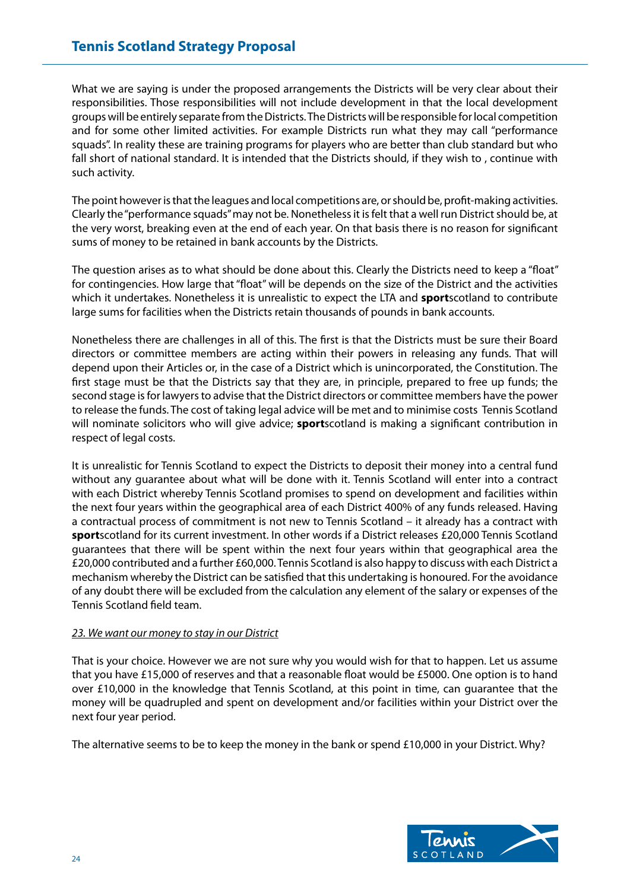What we are saying is under the proposed arrangements the Districts will be very clear about their responsibilities. Those responsibilities will not include development in that the local development groups will be entirely separate from the Districts. The Districts will be responsible for local competition and for some other limited activities. For example Districts run what they may call "performance squads". In reality these are training programs for players who are better than club standard but who fall short of national standard. It is intended that the Districts should, if they wish to , continue with such activity.

The point however is that the leagues and local competitions are, or should be, profit-making activities. Clearly the "performance squads" may not be. Nonetheless it is felt that a well run District should be, at the very worst, breaking even at the end of each year. On that basis there is no reason for significant sums of money to be retained in bank accounts by the Districts.

The question arises as to what should be done about this. Clearly the Districts need to keep a "float" for contingencies. How large that "float" will be depends on the size of the District and the activities which it undertakes. Nonetheless it is unrealistic to expect the LTA and **sport**scotland to contribute large sums for facilities when the Districts retain thousands of pounds in bank accounts.

Nonetheless there are challenges in all of this. The first is that the Districts must be sure their Board directors or committee members are acting within their powers in releasing any funds. That will depend upon their Articles or, in the case of a District which is unincorporated, the Constitution. The first stage must be that the Districts say that they are, in principle, prepared to free up funds; the second stage is for lawyers to advise that the District directors or committee members have the power to release the funds. The cost of taking legal advice will be met and to minimise costs Tennis Scotland will nominate solicitors who will give advice; **sport**scotland is making a significant contribution in respect of legal costs.

It is unrealistic for Tennis Scotland to expect the Districts to deposit their money into a central fund without any guarantee about what will be done with it. Tennis Scotland will enter into a contract with each District whereby Tennis Scotland promises to spend on development and facilities within the next four years within the geographical area of each District 400% of any funds released. Having a contractual process of commitment is not new to Tennis Scotland – it already has a contract with **sport**scotland for its current investment. In other words if a District releases £20,000 Tennis Scotland guarantees that there will be spent within the next four years within that geographical area the £20,000 contributed and a further £60,000. Tennis Scotland is also happy to discuss with each District a mechanism whereby the District can be satisfied that this undertaking is honoured. For the avoidance of any doubt there will be excluded from the calculation any element of the salary or expenses of the Tennis Scotland field team.

*23. We want our money to stay in our District*

That is your choice. However we are not sure why you would wish for that to happen. Let us assume that you have £15,000 of reserves and that a reasonable float would be £5000. One option is to hand over £10,000 in the knowledge that Tennis Scotland, at this point in time, can guarantee that the money will be quadrupled and spent on development and/or facilities within your District over the next four year period.

The alternative seems to be to keep the money in the bank or spend £10,000 in your District. Why?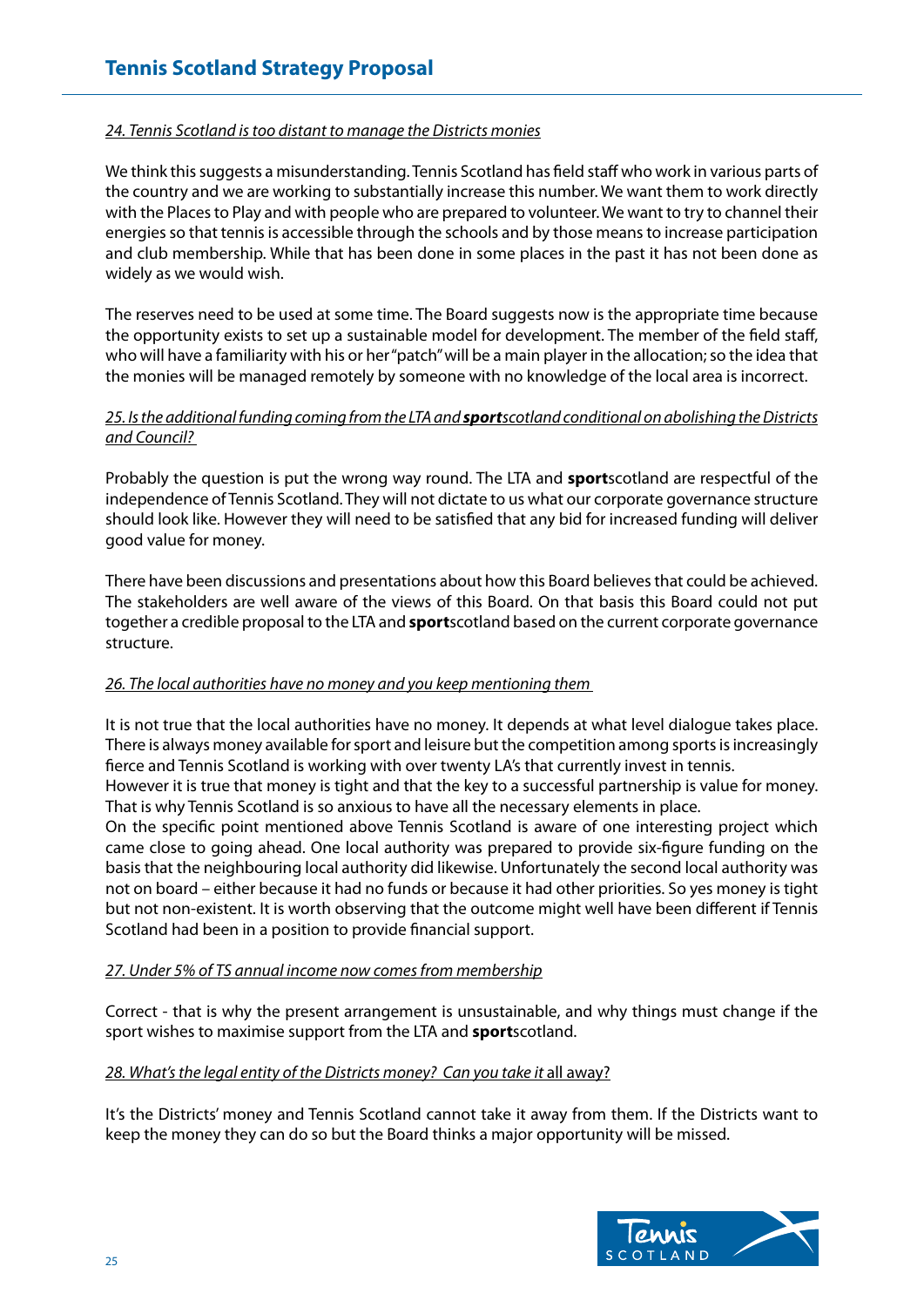*24. Tennis Scotland is too distant to manage the Districts monies*

We think this suggests a misunderstanding. Tennis Scotland has field staff who work in various parts of the country and we are working to substantially increase this number. We want them to work directly with the Places to Play and with people who are prepared to volunteer. We want to try to channel their energies so that tennis is accessible through the schools and by those means to increase participation and club membership. While that has been done in some places in the past it has not been done as widely as we would wish.

The reserves need to be used at some time. The Board suggests now is the appropriate time because the opportunity exists to set up a sustainable model for development. The member of the field staff, who will have a familiarity with his or her "patch" will be a main player in the allocation; so the idea that the monies will be managed remotely by someone with no knowledge of the local area is incorrect.

*25. Is the additional funding coming from the LTA and **sport**scotland conditional on abolishing the Districts and Council?*

Probably the question is put the wrong way round. The LTA and **sport**scotland are respectful of the independence of Tennis Scotland. They will not dictate to us what our corporate governance structure should look like. However they will need to be satisfied that any bid for increased funding will deliver good value for money.

There have been discussions and presentations about how this Board believes that could be achieved. The stakeholders are well aware of the views of this Board. On that basis this Board could not put together a credible proposal to the LTA and **sport**scotland based on the current corporate governance structure.

*26. The local authorities have no money and you keep mentioning them*

It is not true that the local authorities have no money. It depends at what level dialogue takes place. There is always money available for sport and leisure but the competition among sports is increasingly fierce and Tennis Scotland is working with over twenty LA's that currently invest in tennis.
However it is true that money is tight and that the key to a successful partnership is value for money. That is why Tennis Scotland is so anxious to have all the necessary elements in place.
On the specific point mentioned above Tennis Scotland is aware of one interesting project which came close to going ahead. One local authority was prepared to provide six-figure funding on the basis that the neighbouring local authority did likewise. Unfortunately the second local authority was not on board – either because it had no funds or because it had other priorities. So yes money is tight but not non-existent. It is worth observing that the outcome might well have been different if Tennis Scotland had been in a position to provide financial support.

*27. Under 5% of TS annual income now comes from membership*

Correct - that is why the present arrangement is unsustainable, and why things must change if the sport wishes to maximise support from the LTA and **sport**scotland.

*28. What's the legal entity of the Districts money? Can you take it* all away?

It's the Districts' money and Tennis Scotland cannot take it away from them. If the Districts want to keep the money they can do so but the Board thinks a major opportunity will be missed.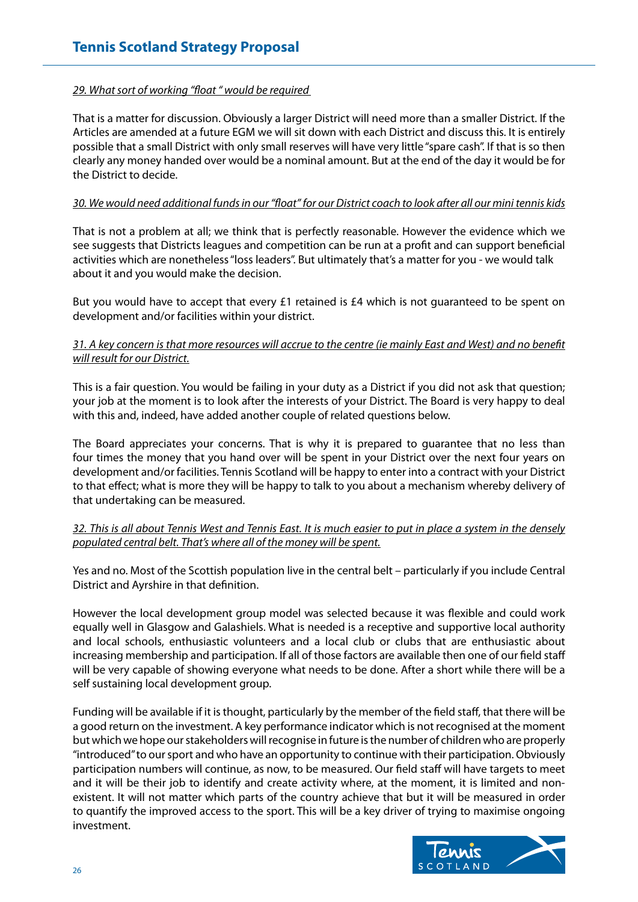*29. What sort of working "float " would be required*

That is a matter for discussion. Obviously a larger District will need more than a smaller District. If the Articles are amended at a future EGM we will sit down with each District and discuss this. It is entirely possible that a small District with only small reserves will have very little "spare cash". If that is so then clearly any money handed over would be a nominal amount. But at the end of the day it would be for the District to decide.

*30. We would need additional funds in our "float" for our District coach to look after all our mini tennis kids*

That is not a problem at all; we think that is perfectly reasonable. However the evidence which we see suggests that Districts leagues and competition can be run at a profit and can support beneficial activities which are nonetheless "loss leaders". But ultimately that's a matter for you - we would talk about it and you would make the decision.

But you would have to accept that every £1 retained is £4 which is not guaranteed to be spent on development and/or facilities within your district.

*31. A key concern is that more resources will accrue to the centre (ie mainly East and West) and no benefit will result for our District.*

This is a fair question. You would be failing in your duty as a District if you did not ask that question; your job at the moment is to look after the interests of your District. The Board is very happy to deal with this and, indeed, have added another couple of related questions below.

The Board appreciates your concerns. That is why it is prepared to guarantee that no less than four times the money that you hand over will be spent in your District over the next four years on development and/or facilities. Tennis Scotland will be happy to enter into a contract with your District to that effect; what is more they will be happy to talk to you about a mechanism whereby delivery of that undertaking can be measured.

*32. This is all about Tennis West and Tennis East. It is much easier to put in place a system in the densely populated central belt. That's where all of the money will be spent.*

Yes and no. Most of the Scottish population live in the central belt – particularly if you include Central District and Ayrshire in that definition.

However the local development group model was selected because it was flexible and could work equally well in Glasgow and Galashiels. What is needed is a receptive and supportive local authority and local schools, enthusiastic volunteers and a local club or clubs that are enthusiastic about increasing membership and participation. If all of those factors are available then one of our field staff will be very capable of showing everyone what needs to be done. After a short while there will be a self sustaining local development group.

Funding will be available if it is thought, particularly by the member of the field staff, that there will be a good return on the investment. A key performance indicator which is not recognised at the moment but which we hope our stakeholders will recognise in future is the number of children who are properly "introduced" to our sport and who have an opportunity to continue with their participation. Obviously participation numbers will continue, as now, to be measured. Our field staff will have targets to meet and it will be their job to identify and create activity where, at the moment, it is limited and non-existent. It will not matter which parts of the country achieve that but it will be measured in order to quantify the improved access to the sport. This will be a key driver of trying to maximise ongoing investment.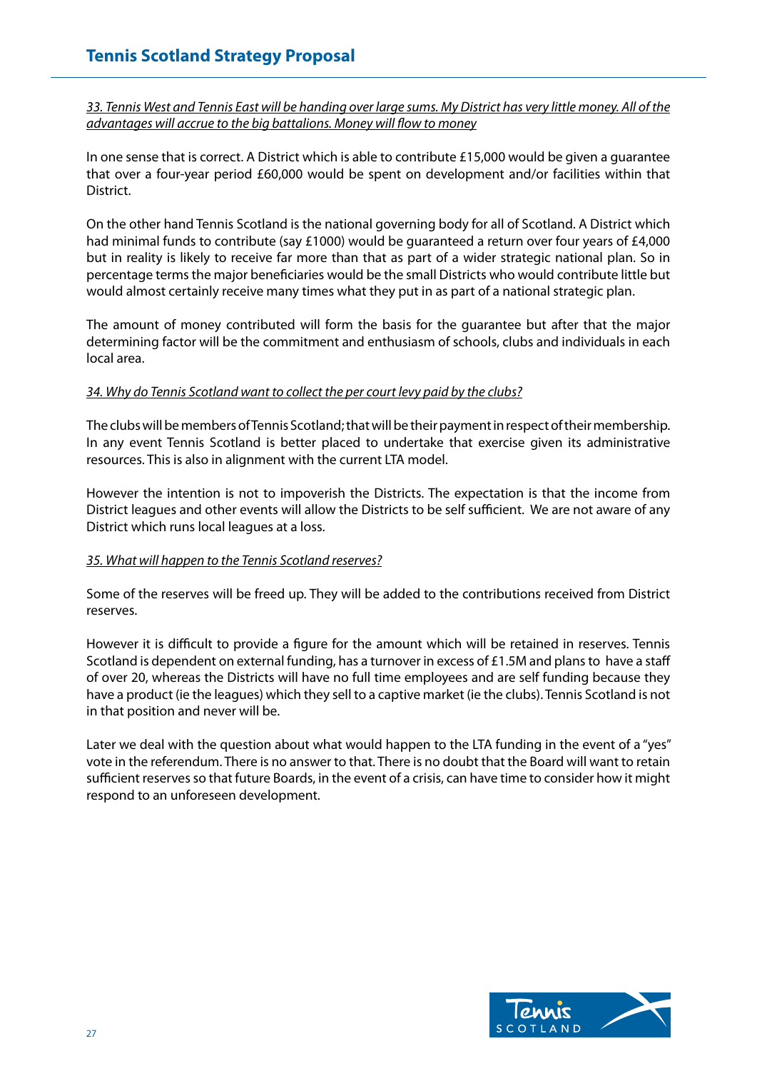*33. Tennis West and Tennis East will be handing over large sums. My District has very little money. All of the advantages will accrue to the big battalions. Money will flow to money*

In one sense that is correct. A District which is able to contribute £15,000 would be given a guarantee that over a four-year period £60,000 would be spent on development and/or facilities within that District.

On the other hand Tennis Scotland is the national governing body for all of Scotland. A District which had minimal funds to contribute (say £1000) would be guaranteed a return over four years of £4,000 but in reality is likely to receive far more than that as part of a wider strategic national plan. So in percentage terms the major beneficiaries would be the small Districts who would contribute little but would almost certainly receive many times what they put in as part of a national strategic plan.

The amount of money contributed will form the basis for the guarantee but after that the major determining factor will be the commitment and enthusiasm of schools, clubs and individuals in each local area.

*34. Why do Tennis Scotland want to collect the per court levy paid by the clubs?*

The clubs will be members of Tennis Scotland; that will be their payment in respect of their membership. In any event Tennis Scotland is better placed to undertake that exercise given its administrative resources. This is also in alignment with the current LTA model.

However the intention is not to impoverish the Districts. The expectation is that the income from District leagues and other events will allow the Districts to be self sufficient. We are not aware of any District which runs local leagues at a loss.

*35. What will happen to the Tennis Scotland reserves?*

Some of the reserves will be freed up. They will be added to the contributions received from District reserves.

However it is difficult to provide a figure for the amount which will be retained in reserves. Tennis Scotland is dependent on external funding, has a turnover in excess of £1.5M and plans to have a staff of over 20, whereas the Districts will have no full time employees and are self funding because they have a product (ie the leagues) which they sell to a captive market (ie the clubs). Tennis Scotland is not in that position and never will be.

Later we deal with the question about what would happen to the LTA funding in the event of a "yes" vote in the referendum. There is no answer to that. There is no doubt that the Board will want to retain sufficient reserves so that future Boards, in the event of a crisis, can have time to consider how it might respond to an unforeseen development.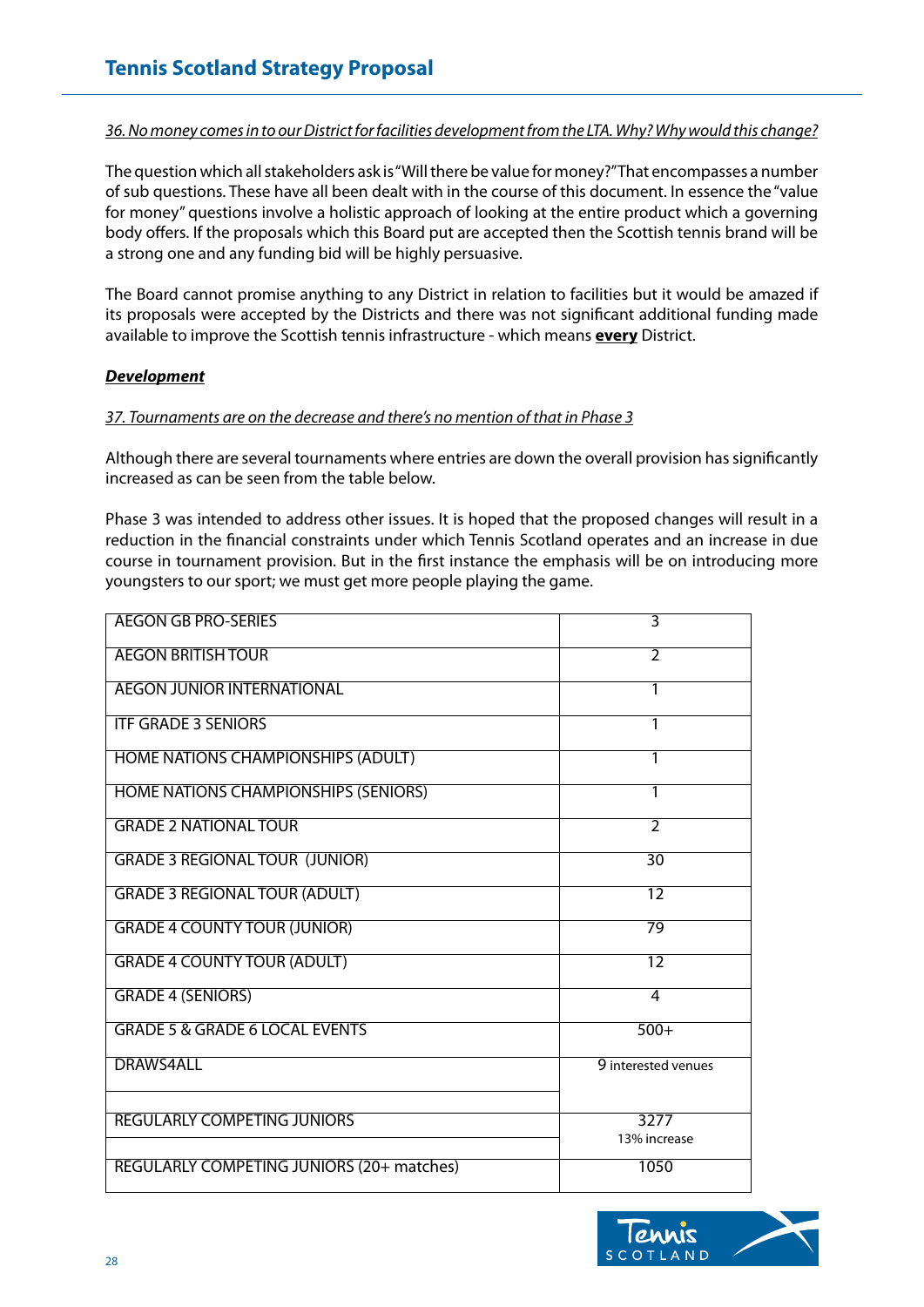*36. No money comes in to our District for facilities development from the LTA. Why? Why would this change?*

The question which all stakeholders ask is "Will there be value for money?" That encompasses a number of sub questions. These have all been dealt with in the course of this document. In essence the "value for money" questions involve a holistic approach of looking at the entire product which a governing body offers. If the proposals which this Board put are accepted then the Scottish tennis brand will be a strong one and any funding bid will be highly persuasive.

The Board cannot promise anything to any District in relation to facilities but it would be amazed if its proposals were accepted by the Districts and there was not significant additional funding made available to improve the Scottish tennis infrastructure - which means **every** District.

***Development***

*37. Tournaments are on the decrease and there's no mention of that in Phase 3*

Although there are several tournaments where entries are down the overall provision has significantly increased as can be seen from the table below.

Phase 3 was intended to address other issues. It is hoped that the proposed changes will result in a reduction in the financial constraints under which Tennis Scotland operates and an increase in due course in tournament provision. But in the first instance the emphasis will be on introducing more youngsters to our sport; we must get more people playing the game.

| | |
|---|---|
| AEGON GB PRO-SERIES | 3 |
| AEGON BRITISH TOUR | 2 |
| AEGON JUNIOR INTERNATIONAL | 1 |
| ITF GRADE 3 SENIORS | 1 |
| HOME NATIONS CHAMPIONSHIPS (ADULT) | 1 |
| HOME NATIONS CHAMPIONSHIPS (SENIORS) | 1 |
| GRADE 2 NATIONAL TOUR | 2 |
| GRADE 3 REGIONAL TOUR (JUNIOR) | 30 |
| GRADE 3 REGIONAL TOUR (ADULT) | 12 |
| GRADE 4 COUNTY TOUR (JUNIOR) | 79 |
| GRADE 4 COUNTY TOUR (ADULT) | 12 |
| GRADE 4 (SENIORS) | 4 |
| GRADE 5 & GRADE 6 LOCAL EVENTS | 500+ |
| DRAWS4ALL | 9 interested venues |
| REGULARLY COMPETING JUNIORS | 3277 13% increase |
| REGULARLY COMPETING JUNIORS (20+ matches) | 1050 |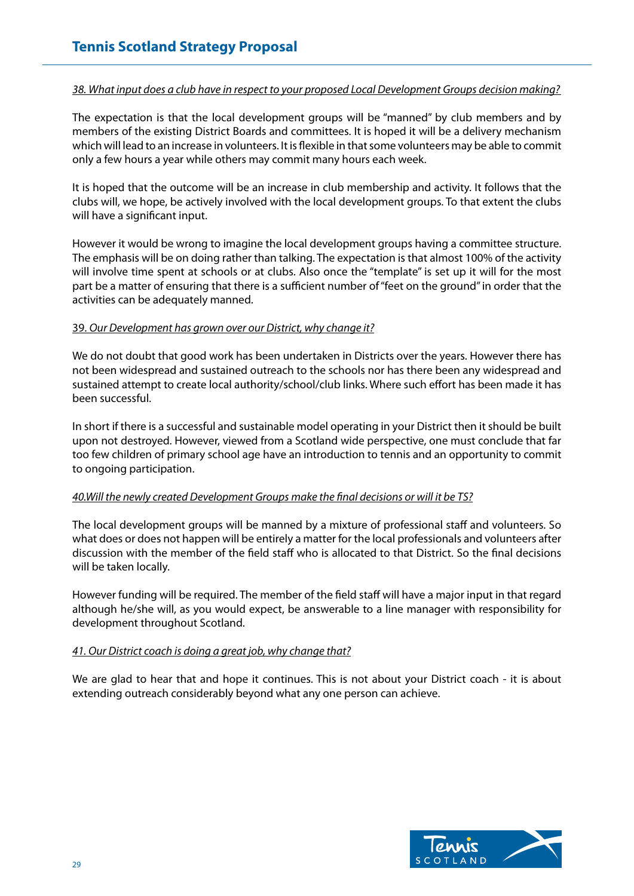*38. What input does a club have in respect to your proposed Local Development Groups decision making?*

The expectation is that the local development groups will be "manned" by club members and by members of the existing District Boards and committees. It is hoped it will be a delivery mechanism which will lead to an increase in volunteers. It is flexible in that some volunteers may be able to commit only a few hours a year while others may commit many hours each week.

It is hoped that the outcome will be an increase in club membership and activity. It follows that the clubs will, we hope, be actively involved with the local development groups. To that extent the clubs will have a significant input.

However it would be wrong to imagine the local development groups having a committee structure. The emphasis will be on doing rather than talking. The expectation is that almost 100% of the activity will involve time spent at schools or at clubs. Also once the "template" is set up it will for the most part be a matter of ensuring that there is a sufficient number of "feet on the ground" in order that the activities can be adequately manned.

39. *Our Development has grown over our District, why change it?*

We do not doubt that good work has been undertaken in Districts over the years. However there has not been widespread and sustained outreach to the schools nor has there been any widespread and sustained attempt to create local authority/school/club links. Where such effort has been made it has been successful.

In short if there is a successful and sustainable model operating in your District then it should be built upon not destroyed. However, viewed from a Scotland wide perspective, one must conclude that far too few children of primary school age have an introduction to tennis and an opportunity to commit to ongoing participation.

*40.Will the newly created Development Groups make the final decisions or will it be TS?*

The local development groups will be manned by a mixture of professional staff and volunteers. So what does or does not happen will be entirely a matter for the local professionals and volunteers after discussion with the member of the field staff who is allocated to that District. So the final decisions will be taken locally.

However funding will be required. The member of the field staff will have a major input in that regard although he/she will, as you would expect, be answerable to a line manager with responsibility for development throughout Scotland.

*41. Our District coach is doing a great job, why change that?*

We are glad to hear that and hope it continues. This is not about your District coach - it is about extending outreach considerably beyond what any one person can achieve.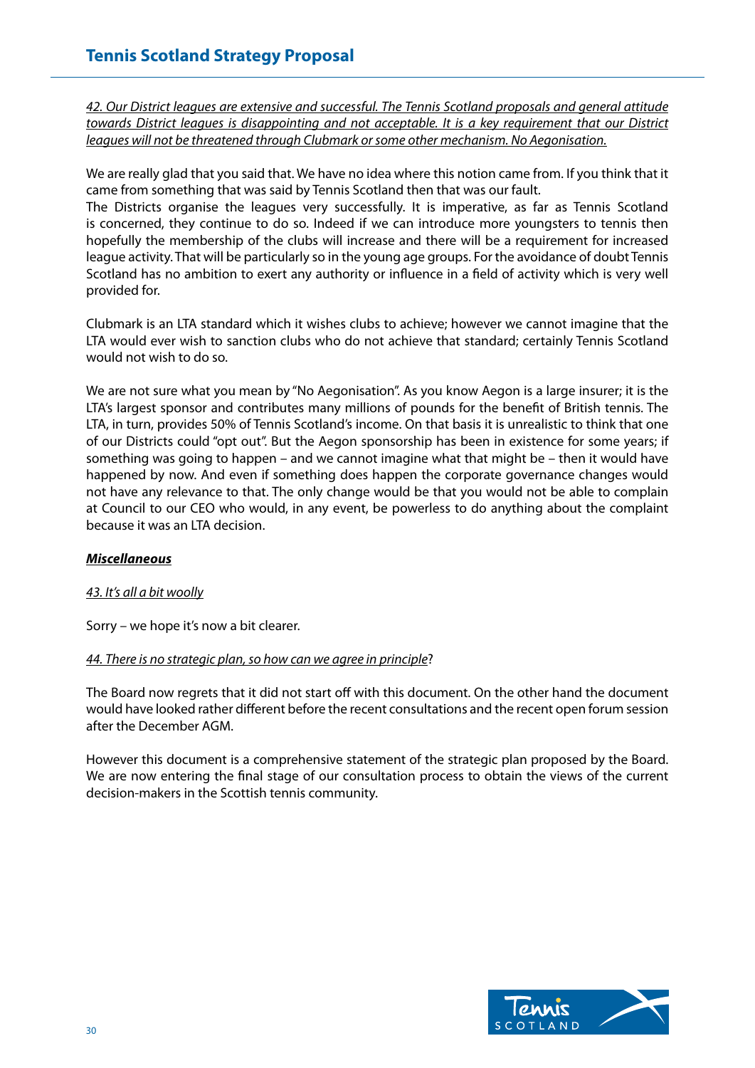*42. Our District leagues are extensive and successful. The Tennis Scotland proposals and general attitude towards District leagues is disappointing and not acceptable. It is a key requirement that our District leagues will not be threatened through Clubmark or some other mechanism. No Aegonisation.*

We are really glad that you said that. We have no idea where this notion came from. If you think that it came from something that was said by Tennis Scotland then that was our fault.

The Districts organise the leagues very successfully. It is imperative, as far as Tennis Scotland is concerned, they continue to do so. Indeed if we can introduce more youngsters to tennis then hopefully the membership of the clubs will increase and there will be a requirement for increased league activity. That will be particularly so in the young age groups. For the avoidance of doubt Tennis Scotland has no ambition to exert any authority or influence in a field of activity which is very well provided for.

Clubmark is an LTA standard which it wishes clubs to achieve; however we cannot imagine that the LTA would ever wish to sanction clubs who do not achieve that standard; certainly Tennis Scotland would not wish to do so.

We are not sure what you mean by "No Aegonisation". As you know Aegon is a large insurer; it is the LTA's largest sponsor and contributes many millions of pounds for the benefit of British tennis. The LTA, in turn, provides 50% of Tennis Scotland's income. On that basis it is unrealistic to think that one of our Districts could "opt out". But the Aegon sponsorship has been in existence for some years; if something was going to happen – and we cannot imagine what that might be – then it would have happened by now. And even if something does happen the corporate governance changes would not have any relevance to that. The only change would be that you would not be able to complain at Council to our CEO who would, in any event, be powerless to do anything about the complaint because it was an LTA decision.

***Miscellaneous***

*43. It's all a bit woolly*

Sorry – we hope it's now a bit clearer.

*44. There is no strategic plan, so how can we agree in principle?*

The Board now regrets that it did not start off with this document. On the other hand the document would have looked rather different before the recent consultations and the recent open forum session after the December AGM.

However this document is a comprehensive statement of the strategic plan proposed by the Board. We are now entering the final stage of our consultation process to obtain the views of the current decision-makers in the Scottish tennis community.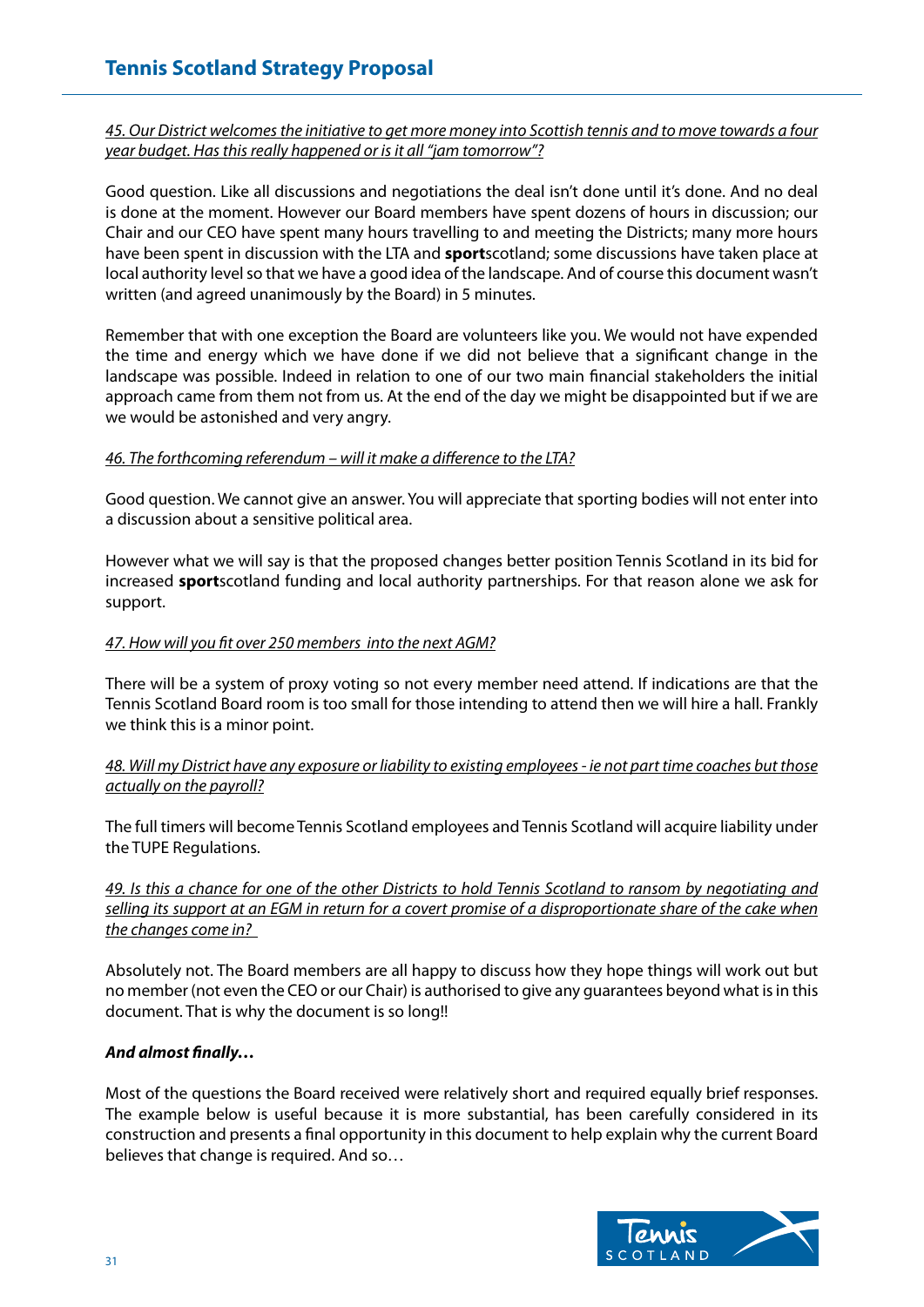*45. Our District welcomes the initiative to get more money into Scottish tennis and to move towards a four year budget. Has this really happened or is it all "jam tomorrow"?*

Good question. Like all discussions and negotiations the deal isn't done until it's done. And no deal is done at the moment. However our Board members have spent dozens of hours in discussion; our Chair and our CEO have spent many hours travelling to and meeting the Districts; many more hours have been spent in discussion with the LTA and **sport**scotland; some discussions have taken place at local authority level so that we have a good idea of the landscape. And of course this document wasn't written (and agreed unanimously by the Board) in 5 minutes.

Remember that with one exception the Board are volunteers like you. We would not have expended the time and energy which we have done if we did not believe that a significant change in the landscape was possible. Indeed in relation to one of our two main financial stakeholders the initial approach came from them not from us. At the end of the day we might be disappointed but if we are we would be astonished and very angry.

*46. The forthcoming referendum – will it make a difference to the LTA?*

Good question. We cannot give an answer. You will appreciate that sporting bodies will not enter into a discussion about a sensitive political area.

However what we will say is that the proposed changes better position Tennis Scotland in its bid for increased **sport**scotland funding and local authority partnerships. For that reason alone we ask for support.

*47. How will you fit over 250 members into the next AGM?*

There will be a system of proxy voting so not every member need attend. If indications are that the Tennis Scotland Board room is too small for those intending to attend then we will hire a hall. Frankly we think this is a minor point.

*48. Will my District have any exposure or liability to existing employees - ie not part time coaches but those actually on the payroll?*

The full timers will become Tennis Scotland employees and Tennis Scotland will acquire liability under the TUPE Regulations.

*49. Is this a chance for one of the other Districts to hold Tennis Scotland to ransom by negotiating and selling its support at an EGM in return for a covert promise of a disproportionate share of the cake when the changes come in?*

Absolutely not. The Board members are all happy to discuss how they hope things will work out but no member (not even the CEO or our Chair) is authorised to give any guarantees beyond what is in this document. That is why the document is so long!!

***And almost finally…***

Most of the questions the Board received were relatively short and required equally brief responses. The example below is useful because it is more substantial, has been carefully considered in its construction and presents a final opportunity in this document to help explain why the current Board believes that change is required. And so…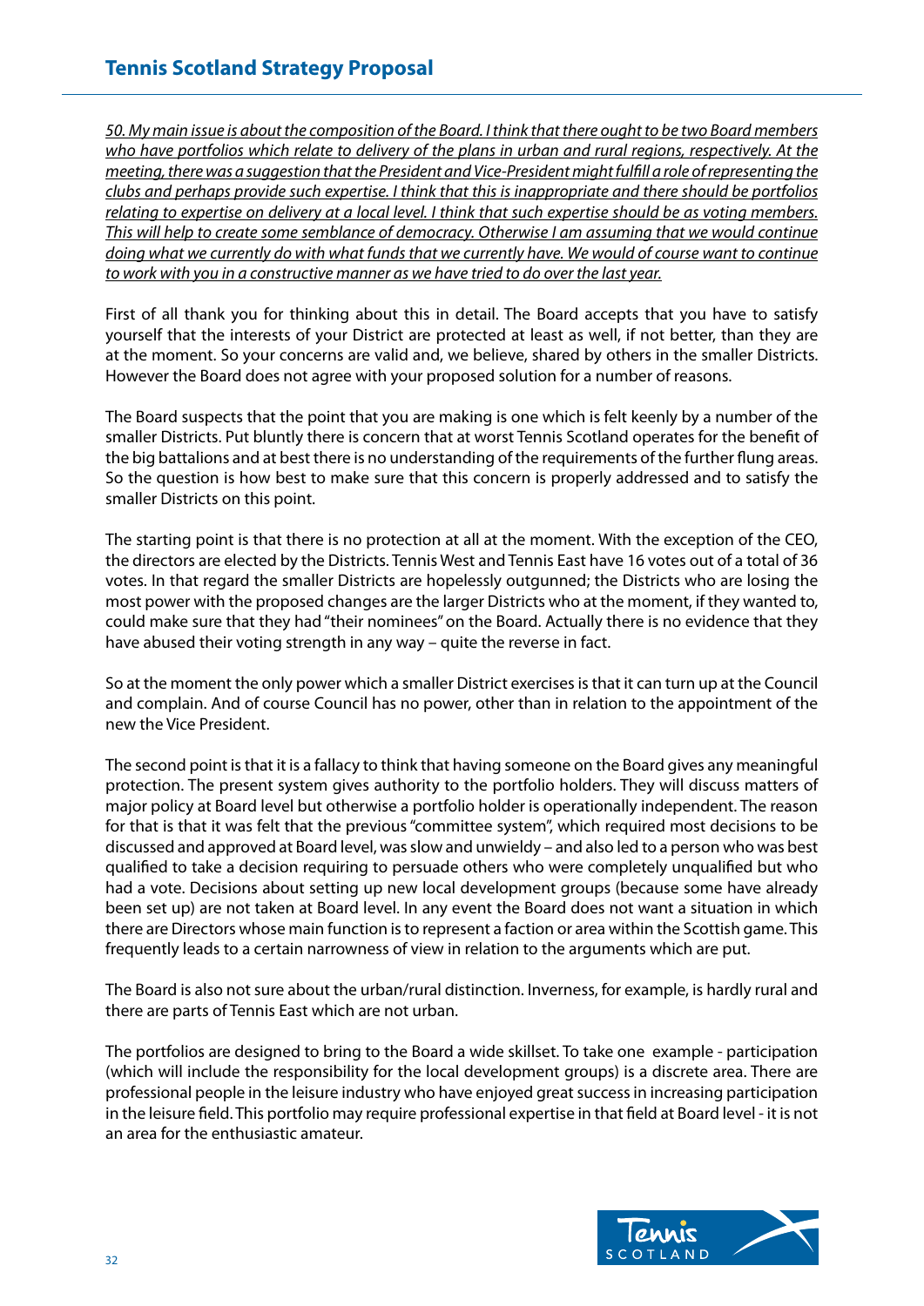*50. My main issue is about the composition of the Board. I think that there ought to be two Board members who have portfolios which relate to delivery of the plans in urban and rural regions, respectively. At the meeting, there was a suggestion that the President and Vice-President might fulfill a role of representing the clubs and perhaps provide such expertise. I think that this is inappropriate and there should be portfolios relating to expertise on delivery at a local level. I think that such expertise should be as voting members. This will help to create some semblance of democracy. Otherwise I am assuming that we would continue doing what we currently do with what funds that we currently have. We would of course want to continue to work with you in a constructive manner as we have tried to do over the last year.*

First of all thank you for thinking about this in detail. The Board accepts that you have to satisfy yourself that the interests of your District are protected at least as well, if not better, than they are at the moment. So your concerns are valid and, we believe, shared by others in the smaller Districts. However the Board does not agree with your proposed solution for a number of reasons.

The Board suspects that the point that you are making is one which is felt keenly by a number of the smaller Districts. Put bluntly there is concern that at worst Tennis Scotland operates for the benefit of the big battalions and at best there is no understanding of the requirements of the further flung areas. So the question is how best to make sure that this concern is properly addressed and to satisfy the smaller Districts on this point.

The starting point is that there is no protection at all at the moment. With the exception of the CEO, the directors are elected by the Districts. Tennis West and Tennis East have 16 votes out of a total of 36 votes. In that regard the smaller Districts are hopelessly outgunned; the Districts who are losing the most power with the proposed changes are the larger Districts who at the moment, if they wanted to, could make sure that they had "their nominees" on the Board. Actually there is no evidence that they have abused their voting strength in any way – quite the reverse in fact.

So at the moment the only power which a smaller District exercises is that it can turn up at the Council and complain. And of course Council has no power, other than in relation to the appointment of the new the Vice President.

The second point is that it is a fallacy to think that having someone on the Board gives any meaningful protection. The present system gives authority to the portfolio holders. They will discuss matters of major policy at Board level but otherwise a portfolio holder is operationally independent. The reason for that is that it was felt that the previous "committee system", which required most decisions to be discussed and approved at Board level, was slow and unwieldy – and also led to a person who was best qualified to take a decision requiring to persuade others who were completely unqualified but who had a vote. Decisions about setting up new local development groups (because some have already been set up) are not taken at Board level. In any event the Board does not want a situation in which there are Directors whose main function is to represent a faction or area within the Scottish game. This frequently leads to a certain narrowness of view in relation to the arguments which are put.

The Board is also not sure about the urban/rural distinction. Inverness, for example, is hardly rural and there are parts of Tennis East which are not urban.

The portfolios are designed to bring to the Board a wide skillset. To take one example - participation (which will include the responsibility for the local development groups) is a discrete area. There are professional people in the leisure industry who have enjoyed great success in increasing participation in the leisure field. This portfolio may require professional expertise in that field at Board level - it is not an area for the enthusiastic amateur.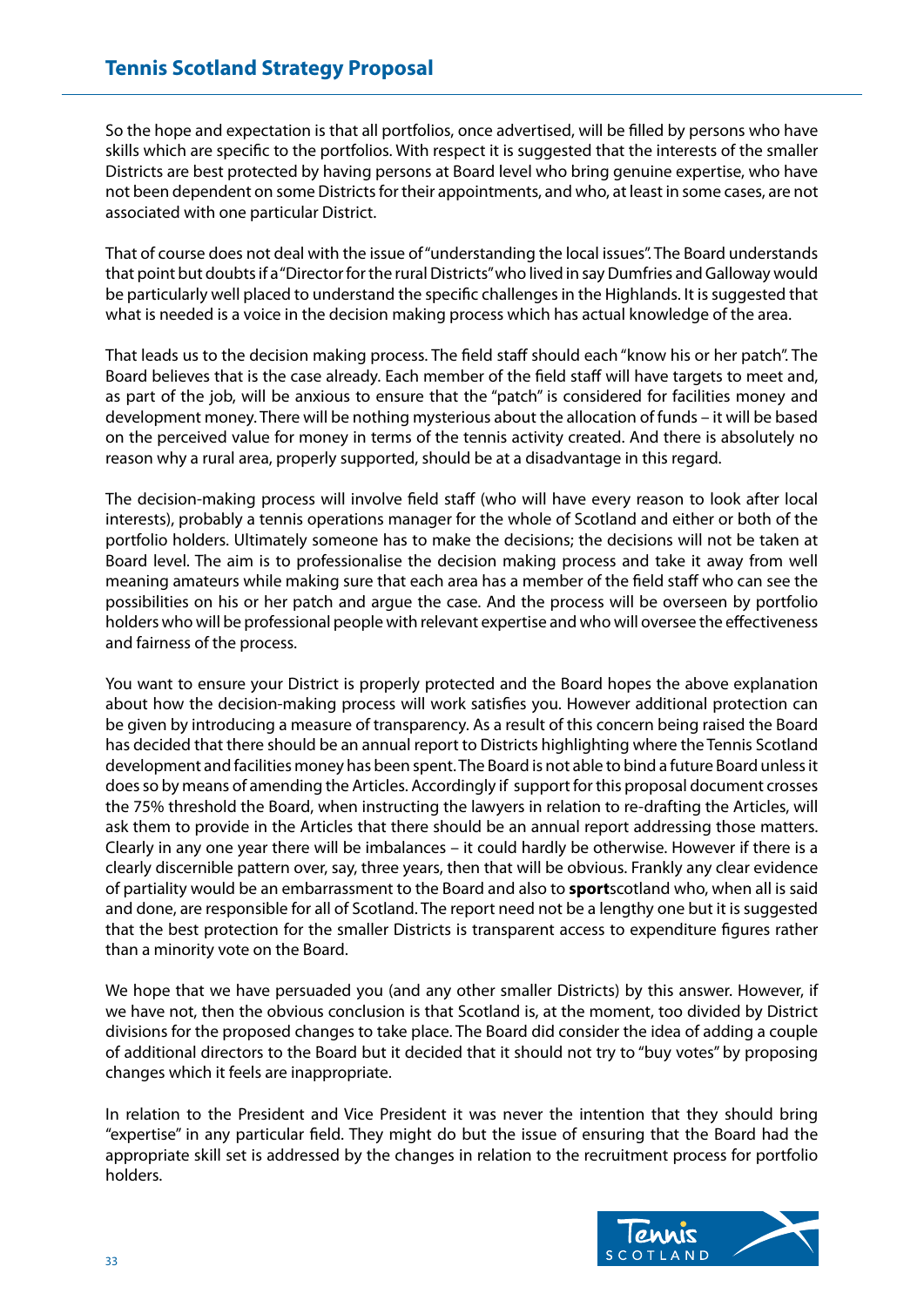So the hope and expectation is that all portfolios, once advertised, will be filled by persons who have skills which are specific to the portfolios. With respect it is suggested that the interests of the smaller Districts are best protected by having persons at Board level who bring genuine expertise, who have not been dependent on some Districts for their appointments, and who, at least in some cases, are not associated with one particular District.

That of course does not deal with the issue of "understanding the local issues". The Board understands that point but doubts if a "Director for the rural Districts" who lived in say Dumfries and Galloway would be particularly well placed to understand the specific challenges in the Highlands. It is suggested that what is needed is a voice in the decision making process which has actual knowledge of the area.

That leads us to the decision making process. The field staff should each "know his or her patch". The Board believes that is the case already. Each member of the field staff will have targets to meet and, as part of the job, will be anxious to ensure that the "patch" is considered for facilities money and development money. There will be nothing mysterious about the allocation of funds – it will be based on the perceived value for money in terms of the tennis activity created. And there is absolutely no reason why a rural area, properly supported, should be at a disadvantage in this regard.

The decision-making process will involve field staff (who will have every reason to look after local interests), probably a tennis operations manager for the whole of Scotland and either or both of the portfolio holders. Ultimately someone has to make the decisions; the decisions will not be taken at Board level. The aim is to professionalise the decision making process and take it away from well meaning amateurs while making sure that each area has a member of the field staff who can see the possibilities on his or her patch and argue the case. And the process will be overseen by portfolio holders who will be professional people with relevant expertise and who will oversee the effectiveness and fairness of the process.

You want to ensure your District is properly protected and the Board hopes the above explanation about how the decision-making process will work satisfies you. However additional protection can be given by introducing a measure of transparency. As a result of this concern being raised the Board has decided that there should be an annual report to Districts highlighting where the Tennis Scotland development and facilities money has been spent. The Board is not able to bind a future Board unless it does so by means of amending the Articles. Accordingly if support for this proposal document crosses the 75% threshold the Board, when instructing the lawyers in relation to re-drafting the Articles, will ask them to provide in the Articles that there should be an annual report addressing those matters. Clearly in any one year there will be imbalances – it could hardly be otherwise. However if there is a clearly discernible pattern over, say, three years, then that will be obvious. Frankly any clear evidence of partiality would be an embarrassment to the Board and also to **sport**scotland who, when all is said and done, are responsible for all of Scotland. The report need not be a lengthy one but it is suggested that the best protection for the smaller Districts is transparent access to expenditure figures rather than a minority vote on the Board.

We hope that we have persuaded you (and any other smaller Districts) by this answer. However, if we have not, then the obvious conclusion is that Scotland is, at the moment, too divided by District divisions for the proposed changes to take place. The Board did consider the idea of adding a couple of additional directors to the Board but it decided that it should not try to "buy votes" by proposing changes which it feels are inappropriate.

In relation to the President and Vice President it was never the intention that they should bring "expertise" in any particular field. They might do but the issue of ensuring that the Board had the appropriate skill set is addressed by the changes in relation to the recruitment process for portfolio holders.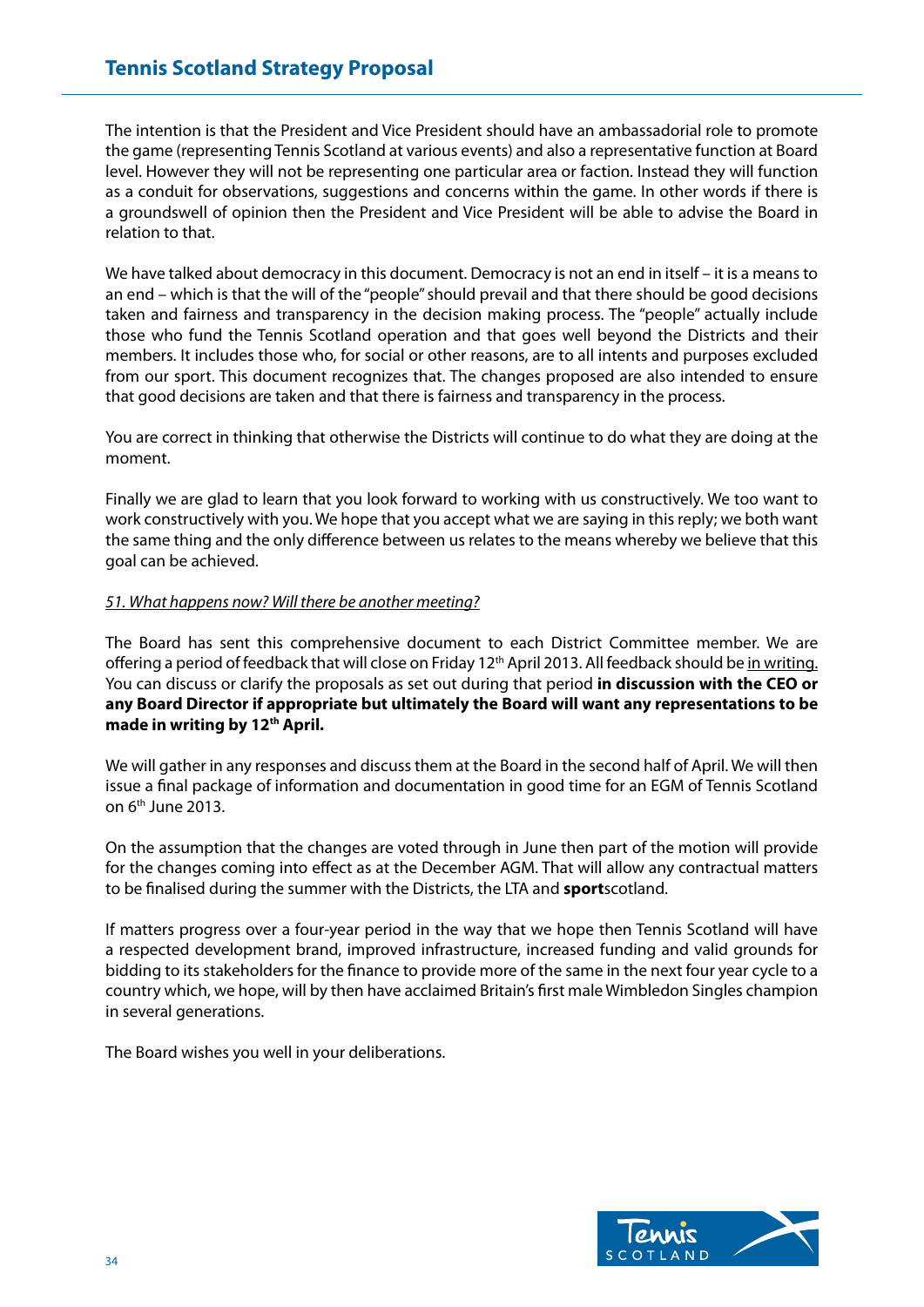The intention is that the President and Vice President should have an ambassadorial role to promote the game (representing Tennis Scotland at various events) and also a representative function at Board level. However they will not be representing one particular area or faction. Instead they will function as a conduit for observations, suggestions and concerns within the game. In other words if there is a groundswell of opinion then the President and Vice President will be able to advise the Board in relation to that.

We have talked about democracy in this document. Democracy is not an end in itself – it is a means to an end – which is that the will of the "people" should prevail and that there should be good decisions taken and fairness and transparency in the decision making process. The "people" actually include those who fund the Tennis Scotland operation and that goes well beyond the Districts and their members. It includes those who, for social or other reasons, are to all intents and purposes excluded from our sport. This document recognizes that. The changes proposed are also intended to ensure that good decisions are taken and that there is fairness and transparency in the process.

You are correct in thinking that otherwise the Districts will continue to do what they are doing at the moment.

Finally we are glad to learn that you look forward to working with us constructively. We too want to work constructively with you. We hope that you accept what we are saying in this reply; we both want the same thing and the only difference between us relates to the means whereby we believe that this goal can be achieved.

*51. What happens now? Will there be another meeting?*

The Board has sent this comprehensive document to each District Committee member. We are offering a period of feedback that will close on Friday 12th April 2013. All feedback should be in writing. You can discuss or clarify the proposals as set out during that period **in discussion with the CEO or any Board Director if appropriate but ultimately the Board will want any representations to be made in writing by 12th April.**

We will gather in any responses and discuss them at the Board in the second half of April. We will then issue a final package of information and documentation in good time for an EGM of Tennis Scotland on 6th June 2013.

On the assumption that the changes are voted through in June then part of the motion will provide for the changes coming into effect as at the December AGM. That will allow any contractual matters to be finalised during the summer with the Districts, the LTA and **sport**scotland.

If matters progress over a four-year period in the way that we hope then Tennis Scotland will have a respected development brand, improved infrastructure, increased funding and valid grounds for bidding to its stakeholders for the finance to provide more of the same in the next four year cycle to a country which, we hope, will by then have acclaimed Britain's first male Wimbledon Singles champion in several generations.

The Board wishes you well in your deliberations.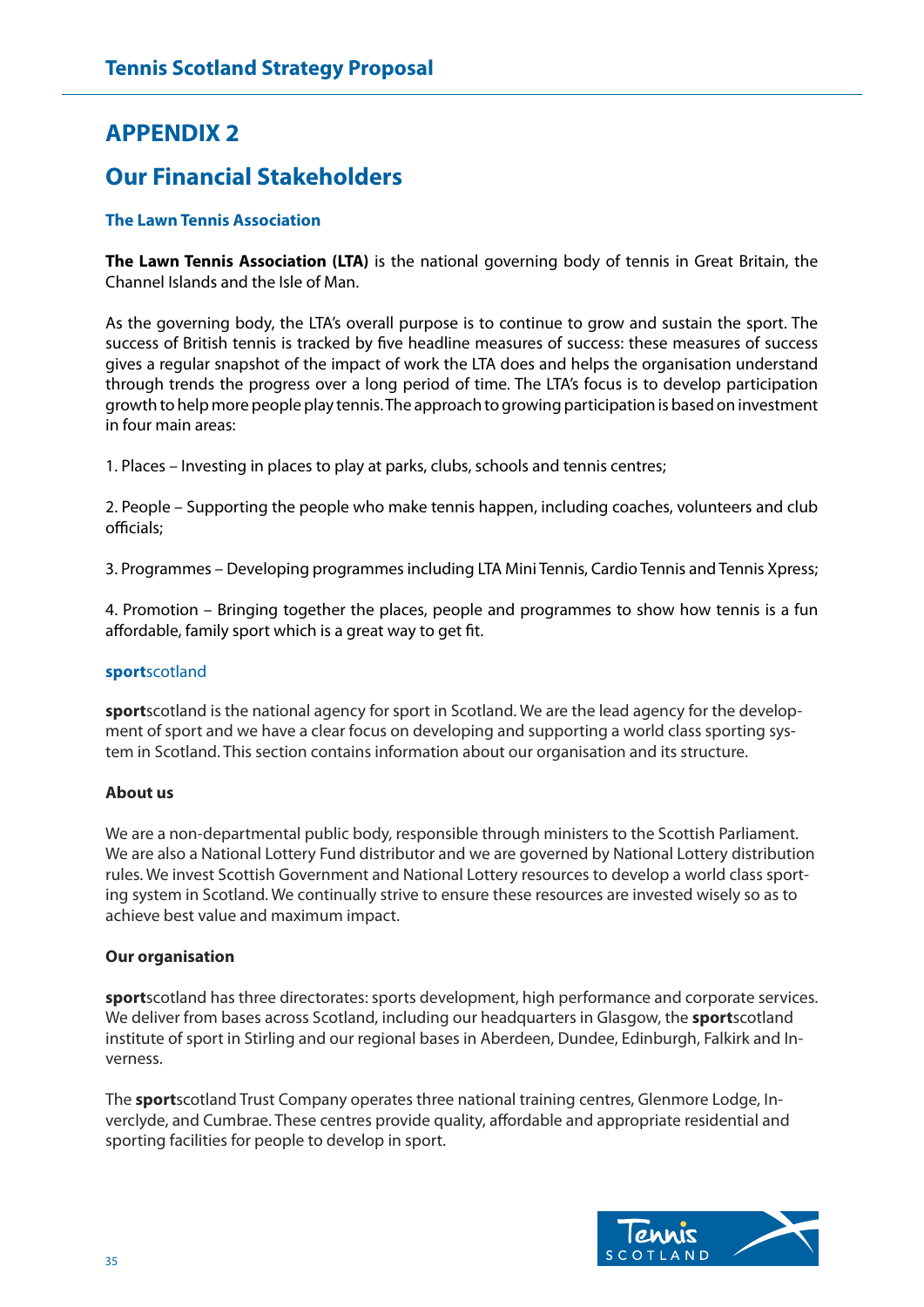# APPENDIX 2

## Our Financial Stakeholders

### The Lawn Tennis Association

**The Lawn Tennis Association (LTA)** is the national governing body of tennis in Great Britain, the Channel Islands and the Isle of Man.

As the governing body, the LTA's overall purpose is to continue to grow and sustain the sport. The success of British tennis is tracked by five headline measures of success: these measures of success gives a regular snapshot of the impact of work the LTA does and helps the organisation understand through trends the progress over a long period of time. The LTA's focus is to develop participation growth to help more people play tennis. The approach to growing participation is based on investment in four main areas:

1. Places – Investing in places to play at parks, clubs, schools and tennis centres;

2. People – Supporting the people who make tennis happen, including coaches, volunteers and club officials;

3. Programmes – Developing programmes including LTA Mini Tennis, Cardio Tennis and Tennis Xpress;

4. Promotion – Bringing together the places, people and programmes to show how tennis is a fun affordable, family sport which is a great way to get fit.

### **sport**scotland

**sport**scotland is the national agency for sport in Scotland. We are the lead agency for the development of sport and we have a clear focus on developing and supporting a world class sporting system in Scotland. This section contains information about our organisation and its structure.

#### About us

We are a non-departmental public body, responsible through ministers to the Scottish Parliament. We are also a National Lottery Fund distributor and we are governed by National Lottery distribution rules. We invest Scottish Government and National Lottery resources to develop a world class sporting system in Scotland. We continually strive to ensure these resources are invested wisely so as to achieve best value and maximum impact.

#### Our organisation

**sport**scotland has three directorates: sports development, high performance and corporate services. We deliver from bases across Scotland, including our headquarters in Glasgow, the **sport**scotland institute of sport in Stirling and our regional bases in Aberdeen, Dundee, Edinburgh, Falkirk and Inverness.

The **sport**scotland Trust Company operates three national training centres, Glenmore Lodge, Inverclyde, and Cumbrae. These centres provide quality, affordable and appropriate residential and sporting facilities for people to develop in sport.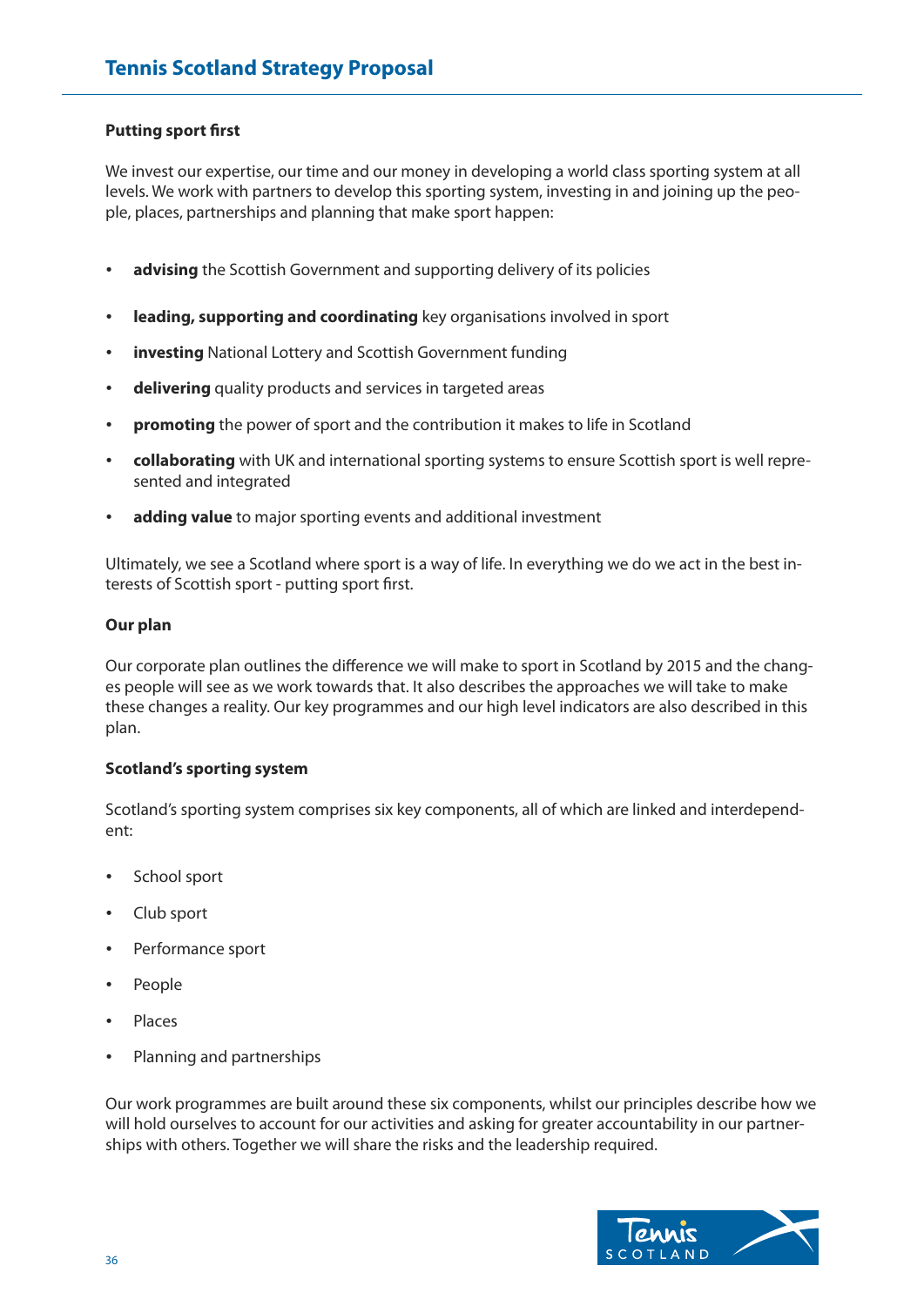**Putting sport first**

We invest our expertise, our time and our money in developing a world class sporting system at all levels. We work with partners to develop this sporting system, investing in and joining up the people, places, partnerships and planning that make sport happen:

- **advising** the Scottish Government and supporting delivery of its policies
- **leading, supporting and coordinating** key organisations involved in sport
- **investing** National Lottery and Scottish Government funding
- **delivering** quality products and services in targeted areas
- **promoting** the power of sport and the contribution it makes to life in Scotland
- **collaborating** with UK and international sporting systems to ensure Scottish sport is well represented and integrated
- **adding value** to major sporting events and additional investment

Ultimately, we see a Scotland where sport is a way of life. In everything we do we act in the best interests of Scottish sport - putting sport first.

**Our plan**

Our corporate plan outlines the difference we will make to sport in Scotland by 2015 and the changes people will see as we work towards that. It also describes the approaches we will take to make these changes a reality. Our key programmes and our high level indicators are also described in this plan.

**Scotland's sporting system**

Scotland's sporting system comprises six key components, all of which are linked and interdependent:

- School sport
- Club sport
- Performance sport
- People
- Places
- Planning and partnerships

Our work programmes are built around these six components, whilst our principles describe how we will hold ourselves to account for our activities and asking for greater accountability in our partnerships with others. Together we will share the risks and the leadership required.